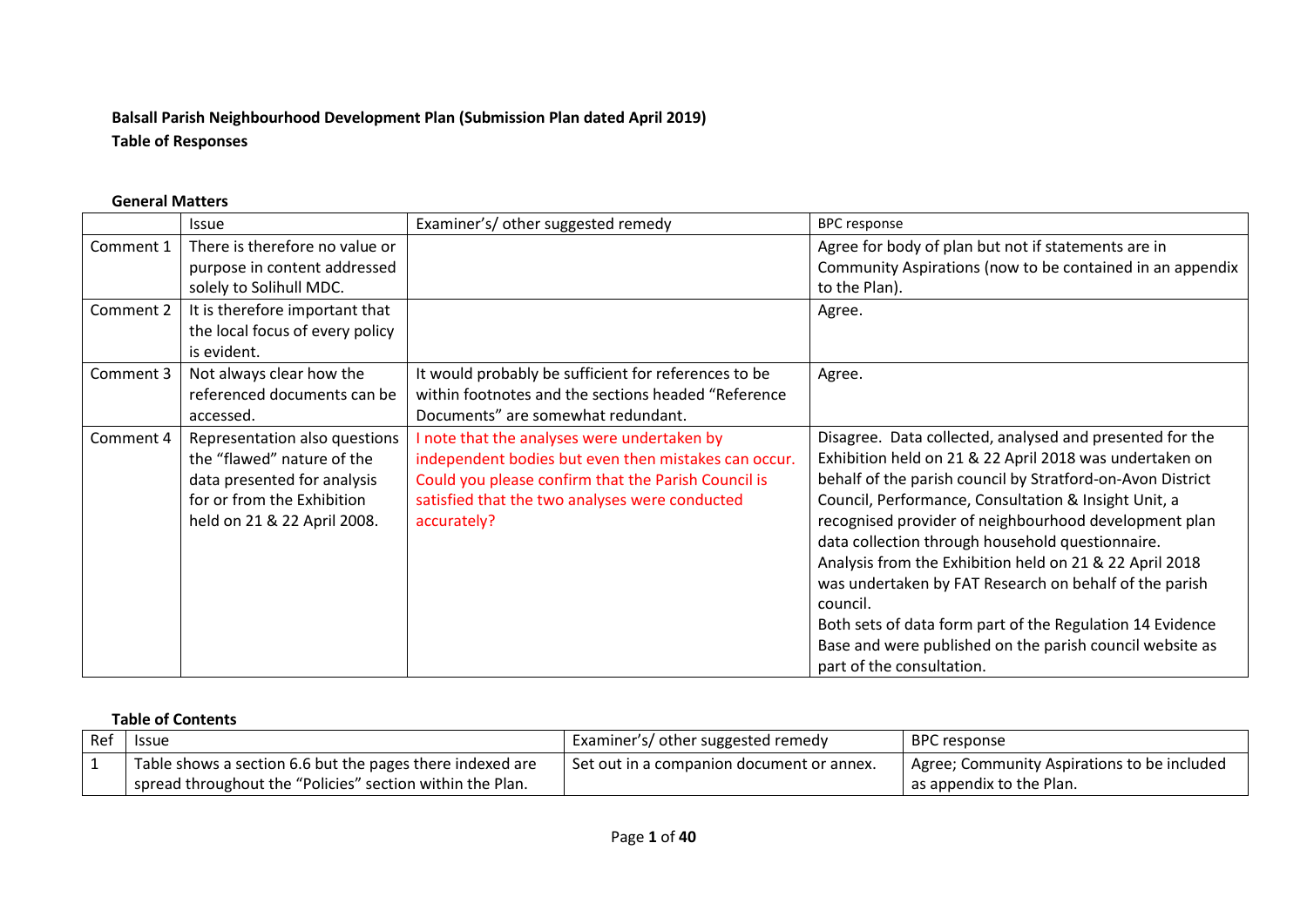**Balsall Parish Neighbourhood Development Plan (Submission Plan dated April 2019)**
**Table of Responses**

**General Matters**

| | Issue | Examiner's/ other suggested remedy | BPC response |
|---|---|---|---|
| Comment 1 | There is therefore no value or purpose in content addressed solely to Solihull MDC. | | Agree for body of plan but not if statements are in Community Aspirations (now to be contained in an appendix to the Plan). |
| Comment 2 | It is therefore important that the local focus of every policy is evident. | | Agree. |
| Comment 3 | Not always clear how the referenced documents can be accessed. | It would probably be sufficient for references to be within footnotes and the sections headed "Reference Documents" are somewhat redundant. | Agree. |
| Comment 4 | Representation also questions the "flawed" nature of the data presented for analysis for or from the Exhibition held on 21 & 22 April 2008. | I note that the analyses were undertaken by independent bodies but even then mistakes can occur. Could you please confirm that the Parish Council is satisfied that the two analyses were conducted accurately? | Disagree. Data collected, analysed and presented for the Exhibition held on 21 & 22 April 2018 was undertaken on behalf of the parish council by Stratford-on-Avon District Council, Performance, Consultation & Insight Unit, a recognised provider of neighbourhood development plan data collection through household questionnaire.<br>Analysis from the Exhibition held on 21 & 22 April 2018 was undertaken by FAT Research on behalf of the parish council.<br>Both sets of data form part of the Regulation 14 Evidence Base and were published on the parish council website as part of the consultation. |

**Table of Contents**

| Ref | Issue | Examiner's/ other suggested remedy | BPC response |
|---|---|---|---|
| 1 | Table shows a section 6.6 but the pages there indexed are spread throughout the "Policies" section within the Plan. | Set out in a companion document or annex. | Agree; Community Aspirations to be included as appendix to the Plan. |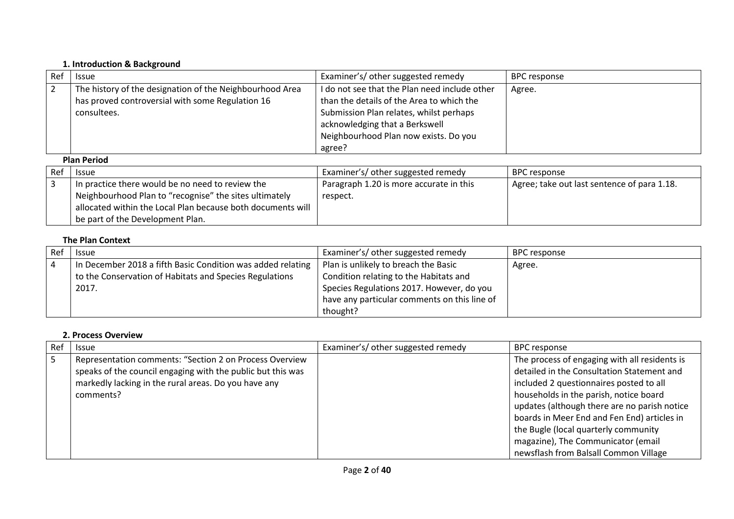### 1. Introduction & Background

| Ref | Issue | Examiner's/ other suggested remedy | BPC response |
|---|---|---|---|
| 2 | The history of the designation of the Neighbourhood Area has proved controversial with some Regulation 16 consultees. | I do not see that the Plan need include other than the details of the Area to which the Submission Plan relates, whilst perhaps acknowledging that a Berkswell Neighbourhood Plan now exists. Do you agree? | Agree. |

**Plan Period**

| Ref | Issue | Examiner's/ other suggested remedy | BPC response |
|---|---|---|---|
| 3 | In practice there would be no need to review the Neighbourhood Plan to "recognise" the sites ultimately allocated within the Local Plan because both documents will be part of the Development Plan. | Paragraph 1.20 is more accurate in this respect. | Agree; take out last sentence of para 1.18. |

**The Plan Context**

| Ref | Issue | Examiner's/ other suggested remedy | BPC response |
|---|---|---|---|
| 4 | In December 2018 a fifth Basic Condition was added relating to the Conservation of Habitats and Species Regulations 2017. | Plan is unlikely to breach the Basic Condition relating to the Habitats and Species Regulations 2017. However, do you have any particular comments on this line of thought? | Agree. |

### 2. Process Overview

| Ref | Issue | Examiner's/ other suggested remedy | BPC response |
|---|---|---|---|
| 5 | Representation comments: "Section 2 on Process Overview speaks of the council engaging with the public but this was markedly lacking in the rural areas. Do you have any comments? | | The process of engaging with all residents is detailed in the Consultation Statement and included 2 questionnaires posted to all households in the parish, notice board updates (although there are no parish notice boards in Meer End and Fen End) articles in the Bugle (local quarterly community magazine), The Communicator (email newsflash from Balsall Common Village |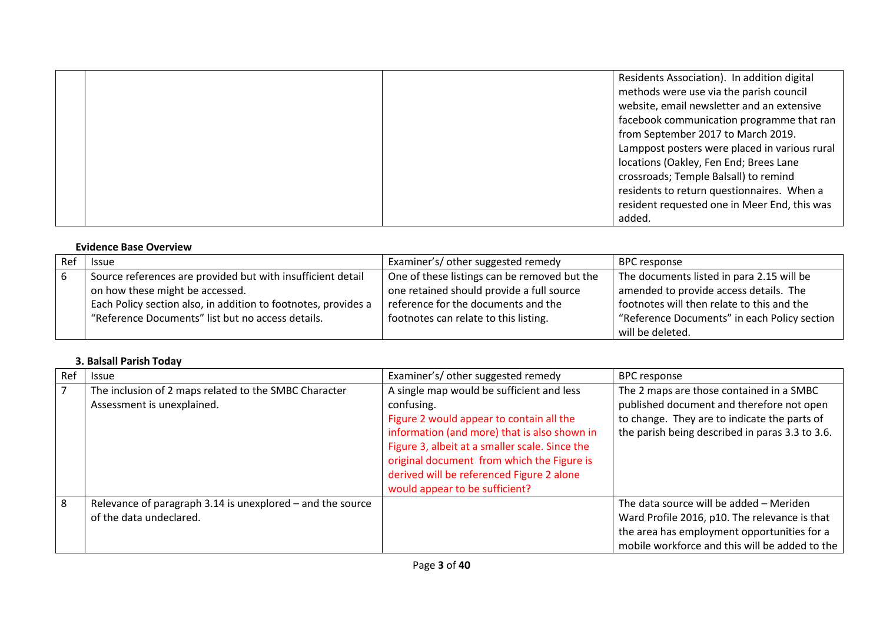| | | | Residents Association). In addition digital methods were use via the parish council website, email newsletter and an extensive facebook communication programme that ran from September 2017 to March 2019. Lamppost posters were placed in various rural locations (Oakley, Fen End; Brees Lane crossroads; Temple Balsall) to remind residents to return questionnaires. When a resident requested one in Meer End, this was added. |
|---|---|---|---|

**Evidence Base Overview**

| Ref | Issue | Examiner's/ other suggested remedy | BPC response |
|---|---|---|---|
| 6 | Source references are provided but with insufficient detail on how these might be accessed. Each Policy section also, in addition to footnotes, provides a "Reference Documents" list but no access details. | One of these listings can be removed but the one retained should provide a full source reference for the documents and the footnotes can relate to this listing. | The documents listed in para 2.15 will be amended to provide access details. The footnotes will then relate to this and the "Reference Documents" in each Policy section will be deleted. |

**3. Balsall Parish Today**

| Ref | Issue | Examiner's/ other suggested remedy | BPC response |
|---|---|---|---|
| 7 | The inclusion of 2 maps related to the SMBC Character Assessment is unexplained. | A single map would be sufficient and less confusing. Figure 2 would appear to contain all the information (and more) that is also shown in Figure 3, albeit at a smaller scale. Since the original document from which the Figure is derived will be referenced Figure 2 alone would appear to be sufficient? | The 2 maps are those contained in a SMBC published document and therefore not open to change. They are to indicate the parts of the parish being described in paras 3.3 to 3.6. |
| 8 | Relevance of paragraph 3.14 is unexplored – and the source of the data undeclared. | | The data source will be added – Meriden Ward Profile 2016, p10. The relevance is that the area has employment opportunities for a mobile workforce and this will be added to the |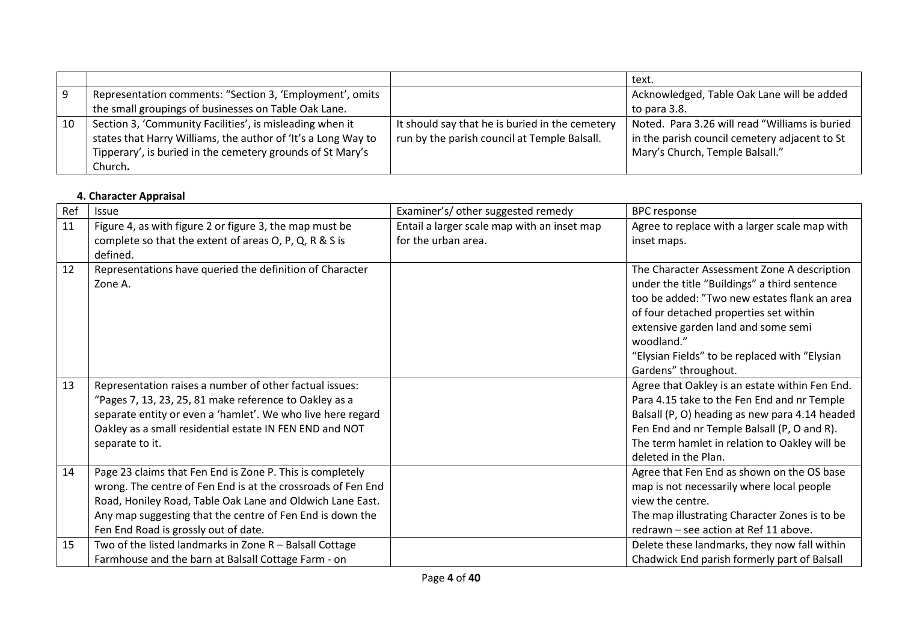| | | | text. |
|---|---|---|---|
| 9 | Representation comments: "Section 3, 'Employment', omits the small groupings of businesses on Table Oak Lane. | | Acknowledged, Table Oak Lane will be added to para 3.8. |
| 10 | Section 3, 'Community Facilities', is misleading when it states that Harry Williams, the author of 'It's a Long Way to Tipperary', is buried in the cemetery grounds of St Mary's Church**.** | It should say that he is buried in the cemetery run by the parish council at Temple Balsall. | Noted. Para 3.26 will read "Williams is buried in the parish council cemetery adjacent to St Mary's Church, Temple Balsall." |

**4. Character Appraisal**

| Ref | Issue | Examiner's/ other suggested remedy | BPC response |
|---|---|---|---|
| 11 | Figure 4, as with figure 2 or figure 3, the map must be complete so that the extent of areas O, P, Q, R & S is defined. | Entail a larger scale map with an inset map for the urban area. | Agree to replace with a larger scale map with inset maps. |
| 12 | Representations have queried the definition of Character Zone A. | | The Character Assessment Zone A description under the title "Buildings" a third sentence too be added: "Two new estates flank an area of four detached properties set within extensive garden land and some semi woodland."<br>"Elysian Fields" to be replaced with "Elysian Gardens" throughout. |
| 13 | Representation raises a number of other factual issues:<br>"Pages 7, 13, 23, 25, 81 make reference to Oakley as a separate entity or even a 'hamlet'. We who live here regard Oakley as a small residential estate IN FEN END and NOT separate to it. | | Agree that Oakley is an estate within Fen End. Para 4.15 take to the Fen End and nr Temple Balsall (P, O) heading as new para 4.14 headed Fen End and nr Temple Balsall (P, O and R). The term hamlet in relation to Oakley will be deleted in the Plan. |
| 14 | Page 23 claims that Fen End is Zone P. This is completely wrong. The centre of Fen End is at the crossroads of Fen End Road, Honiley Road, Table Oak Lane and Oldwich Lane East. Any map suggesting that the centre of Fen End is down the Fen End Road is grossly out of date. | | Agree that Fen End as shown on the OS base map is not necessarily where local people view the centre.<br>The map illustrating Character Zones is to be redrawn – see action at Ref 11 above. |
| 15 | Two of the listed landmarks in Zone R – Balsall Cottage Farmhouse and the barn at Balsall Cottage Farm - on | | Delete these landmarks, they now fall within Chadwick End parish formerly part of Balsall |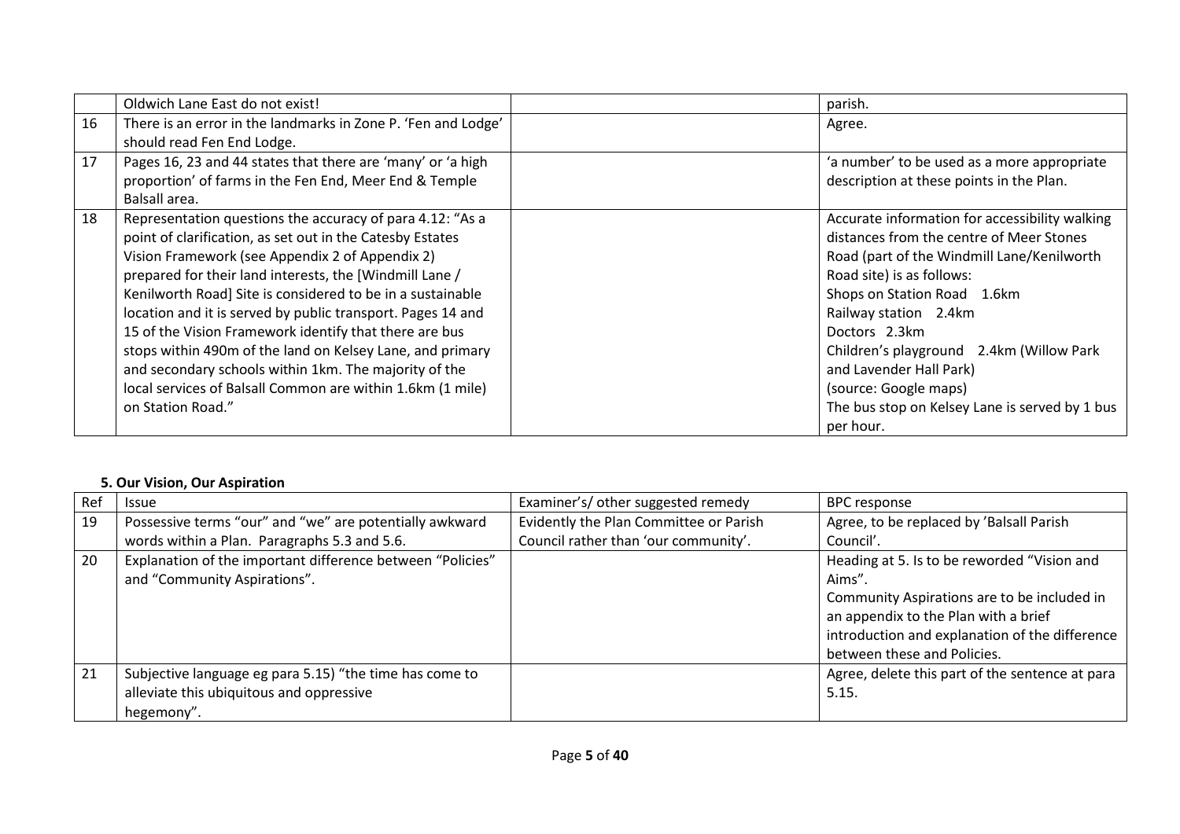| | | | |
|---|---|---|---|
| | Oldwich Lane East do not exist! | | parish. |
| 16 | There is an error in the landmarks in Zone P. 'Fen and Lodge' should read Fen End Lodge. | | Agree. |
| 17 | Pages 16, 23 and 44 states that there are 'many' or 'a high proportion' of farms in the Fen End, Meer End & Temple Balsall area. | | 'a number' to be used as a more appropriate description at these points in the Plan. |
| 18 | Representation questions the accuracy of para 4.12: "As a point of clarification, as set out in the Catesby Estates Vision Framework (see Appendix 2 of Appendix 2) prepared for their land interests, the [Windmill Lane / Kenilworth Road] Site is considered to be in a sustainable location and it is served by public transport. Pages 14 and 15 of the Vision Framework identify that there are bus stops within 490m of the land on Kelsey Lane, and primary and secondary schools within 1km. The majority of the local services of Balsall Common are within 1.6km (1 mile) on Station Road." | | Accurate information for accessibility walking distances from the centre of Meer Stones Road (part of the Windmill Lane/Kenilworth Road site) is as follows:<br>Shops on Station Road 1.6km<br>Railway station 2.4km<br>Doctors 2.3km<br>Children's playground 2.4km (Willow Park and Lavender Hall Park)<br>(source: Google maps)<br>The bus stop on Kelsey Lane is served by 1 bus per hour. |

**5. Our Vision, Our Aspiration**

| Ref | Issue | Examiner's/ other suggested remedy | BPC response |
|---|---|---|---|
| 19 | Possessive terms "our" and "we" are potentially awkward words within a Plan. Paragraphs 5.3 and 5.6. | Evidently the Plan Committee or Parish Council rather than 'our community'. | Agree, to be replaced by 'Balsall Parish Council'. |
| 20 | Explanation of the important difference between "Policies" and "Community Aspirations". | | Heading at 5. Is to be reworded "Vision and Aims".<br>Community Aspirations are to be included in an appendix to the Plan with a brief introduction and explanation of the difference between these and Policies. |
| 21 | Subjective language eg para 5.15) "the time has come to alleviate this ubiquitous and oppressive hegemony". | | Agree, delete this part of the sentence at para 5.15. |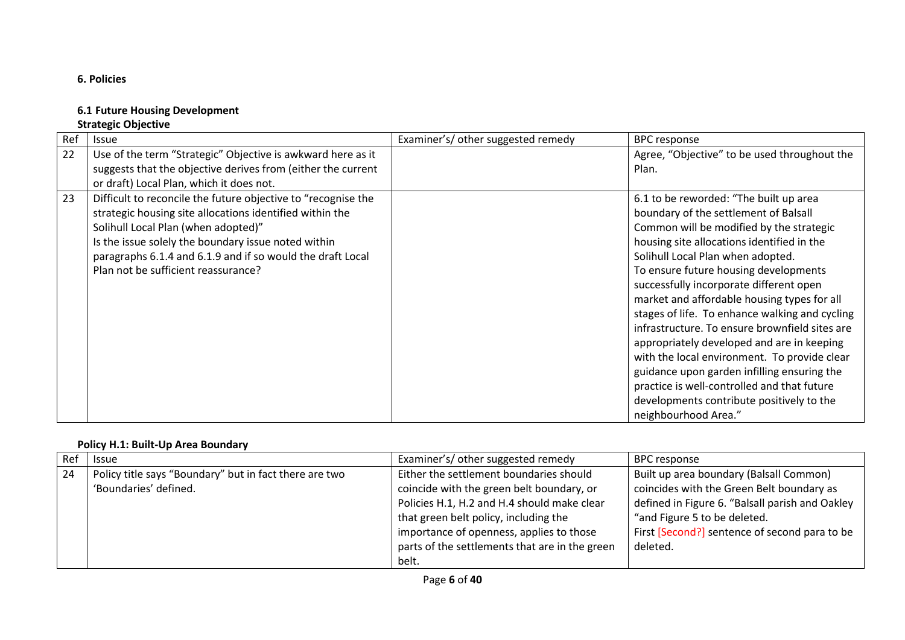### 6. Policies

#### 6.1 Future Housing Development

**Strategic Objective**

| Ref | Issue | Examiner's/ other suggested remedy | BPC response |
|---|---|---|---|
| 22 | Use of the term "Strategic" Objective is awkward here as it suggests that the objective derives from (either the current or draft) Local Plan, which it does not. | | Agree, "Objective" to be used throughout the Plan. |
| 23 | Difficult to reconcile the future objective to "recognise the strategic housing site allocations identified within the Solihull Local Plan (when adopted)" Is the issue solely the boundary issue noted within paragraphs 6.1.4 and 6.1.9 and if so would the draft Local Plan not be sufficient reassurance? | | 6.1 to be reworded: "The built up area boundary of the settlement of Balsall Common will be modified by the strategic housing site allocations identified in the Solihull Local Plan when adopted. To ensure future housing developments successfully incorporate different open market and affordable housing types for all stages of life. To enhance walking and cycling infrastructure. To ensure brownfield sites are appropriately developed and are in keeping with the local environment. To provide clear guidance upon garden infilling ensuring the practice is well-controlled and that future developments contribute positively to the neighbourhood Area." |

**Policy H.1: Built-Up Area Boundary**

| Ref | Issue | Examiner's/ other suggested remedy | BPC response |
|---|---|---|---|
| 24 | Policy title says "Boundary" but in fact there are two 'Boundaries' defined. | Either the settlement boundaries should coincide with the green belt boundary, or Policies H.1, H.2 and H.4 should make clear that green belt policy, including the importance of openness, applies to those parts of the settlements that are in the green belt. | Built up area boundary (Balsall Common) coincides with the Green Belt boundary as defined in Figure 6. "Balsall parish and Oakley "and Figure 5 to be deleted. First [Second?] sentence of second para to be deleted. |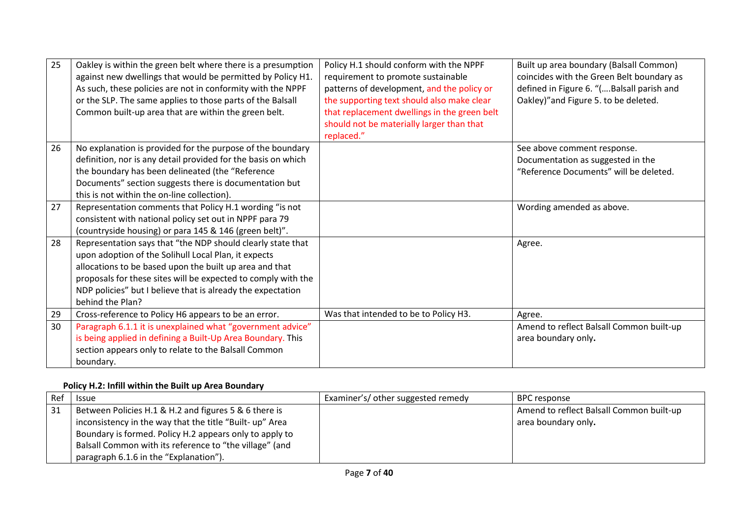| 25 | Oakley is within the green belt where there is a presumption against new dwellings that would be permitted by Policy H1. As such, these policies are not in conformity with the NPPF or the SLP. The same applies to those parts of the Balsall Common built-up area that are within the green belt. | Policy H.1 should conform with the NPPF requirement to promote sustainable patterns of development, and the policy or the supporting text should also make clear that replacement dwellings in the green belt should not be materially larger than that replaced." | Built up area boundary (Balsall Common) coincides with the Green Belt boundary as defined in Figure 6. "(….Balsall parish and Oakley)"and Figure 5. to be deleted. |
|---|---|---|---|
| 26 | No explanation is provided for the purpose of the boundary definition, nor is any detail provided for the basis on which the boundary has been delineated (the "Reference Documents" section suggests there is documentation but this is not within the on-line collection). | | See above comment response. Documentation as suggested in the "Reference Documents" will be deleted. |
| 27 | Representation comments that Policy H.1 wording "is not consistent with national policy set out in NPPF para 79 (countryside housing) or para 145 & 146 (green belt)". | | Wording amended as above. |
| 28 | Representation says that "the NDP should clearly state that upon adoption of the Solihull Local Plan, it expects allocations to be based upon the built up area and that proposals for these sites will be expected to comply with the NDP policies" but I believe that is already the expectation behind the Plan? | | Agree. |
| 29 | Cross-reference to Policy H6 appears to be an error. | Was that intended to be to Policy H3. | Agree. |
| 30 | Paragraph 6.1.1 it is unexplained what "government advice" is being applied in defining a Built-Up Area Boundary. This section appears only to relate to the Balsall Common boundary. | | Amend to reflect Balsall Common built-up area boundary only**.** |

**Policy H.2: Infill within the Built up Area Boundary**

| Ref | Issue | Examiner's/ other suggested remedy | BPC response |
|---|---|---|---|
| 31 | Between Policies H.1 & H.2 and figures 5 & 6 there is inconsistency in the way that the title "Built- up" Area Boundary is formed. Policy H.2 appears only to apply to Balsall Common with its reference to "the village" (and paragraph 6.1.6 in the "Explanation"). | | Amend to reflect Balsall Common built-up area boundary only**.** |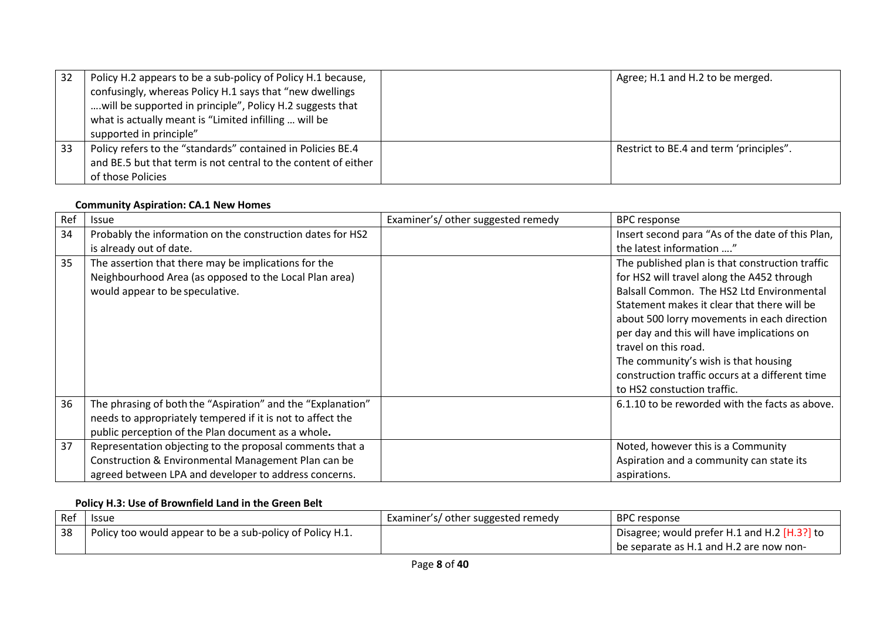| Ref | Issue | Examiner's/ other suggested remedy | BPC response |
|---|---|---|---|
| 32 | Policy H.2 appears to be a sub-policy of Policy H.1 because, confusingly, whereas Policy H.1 says that "new dwellings ….will be supported in principle", Policy H.2 suggests that what is actually meant is "Limited infilling … will be supported in principle" | | Agree; H.1 and H.2 to be merged. |
| 33 | Policy refers to the "standards" contained in Policies BE.4 and BE.5 but that term is not central to the content of either of those Policies | | Restrict to BE.4 and term 'principles". |

**Community Aspiration: CA.1 New Homes**

| Ref | Issue | Examiner's/ other suggested remedy | BPC response |
|---|---|---|---|
| 34 | Probably the information on the construction dates for HS2 is already out of date. | | Insert second para "As of the date of this Plan, the latest information …." |
| 35 | The assertion that there may be implications for the Neighbourhood Area (as opposed to the Local Plan area) would appear to be speculative. | | The published plan is that construction traffic for HS2 will travel along the A452 through Balsall Common. The HS2 Ltd Environmental Statement makes it clear that there will be about 500 lorry movements in each direction per day and this will have implications on travel on this road. The community's wish is that housing construction traffic occurs at a different time to HS2 constuction traffic. |
| 36 | The phrasing of both the "Aspiration" and the "Explanation" needs to appropriately tempered if it is not to affect the public perception of the Plan document as a whole. | | 6.1.10 to be reworded with the facts as above. |
| 37 | Representation objecting to the proposal comments that a Construction & Environmental Management Plan can be agreed between LPA and developer to address concerns. | | Noted, however this is a Community Aspiration and a community can state its aspirations. |

**Policy H.3: Use of Brownfield Land in the Green Belt**

| Ref | Issue | Examiner's/ other suggested remedy | BPC response |
|---|---|---|---|
| 38 | Policy too would appear to be a sub-policy of Policy H.1. | | Disagree; would prefer H.1 and H.2 [H.3?] to be separate as H.1 and H.2 are now non- |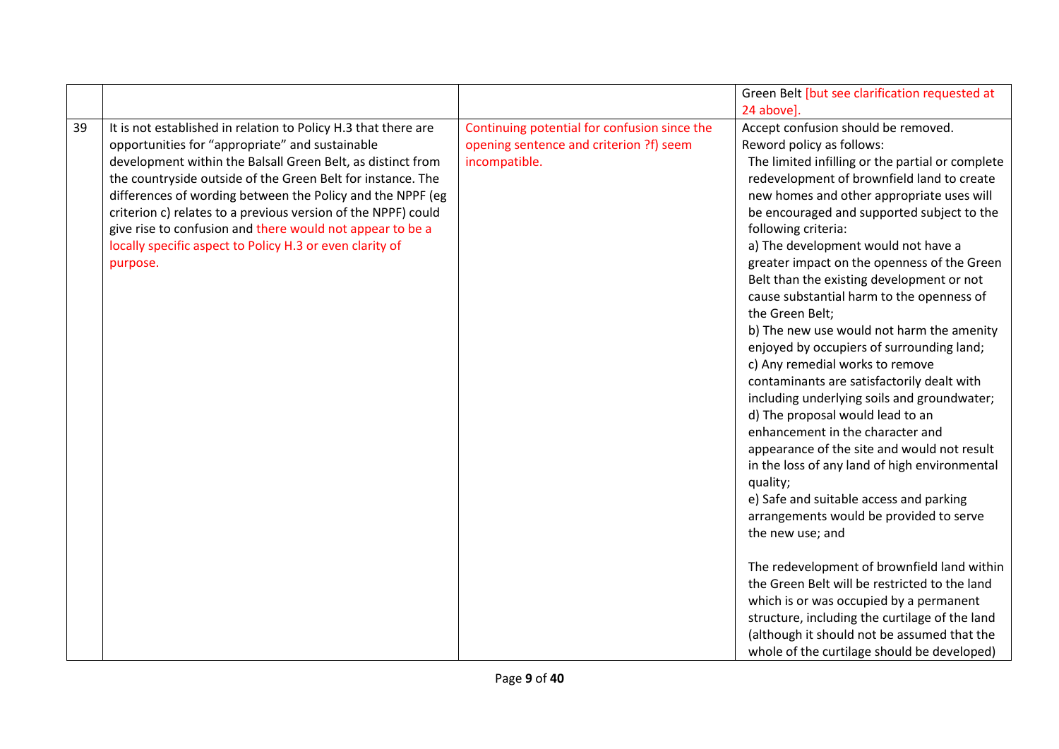| | | | |
|---|---|---|---|
| | | | Green Belt [but see clarification requested at 24 above]. |
| 39 | It is not established in relation to Policy H.3 that there are opportunities for "appropriate" and sustainable development within the Balsall Green Belt, as distinct from the countryside outside of the Green Belt for instance. The differences of wording between the Policy and the NPPF (eg criterion c) relates to a previous version of the NPPF) could give rise to confusion and there would not appear to be a locally specific aspect to Policy H.3 or even clarity of purpose. | Continuing potential for confusion since the opening sentence and criterion ?f) seem incompatible. | Accept confusion should be removed.<br>Reword policy as follows:<br>The limited infilling or the partial or complete redevelopment of brownfield land to create new homes and other appropriate uses will be encouraged and supported subject to the following criteria:<br>a) The development would not have a greater impact on the openness of the Green Belt than the existing development or not cause substantial harm to the openness of the Green Belt;<br>b) The new use would not harm the amenity enjoyed by occupiers of surrounding land;<br>c) Any remedial works to remove contaminants are satisfactorily dealt with including underlying soils and groundwater;<br>d) The proposal would lead to an enhancement in the character and appearance of the site and would not result in the loss of any land of high environmental quality;<br>e) Safe and suitable access and parking arrangements would be provided to serve the new use; and<br><br>The redevelopment of brownfield land within the Green Belt will be restricted to the land which is or was occupied by a permanent structure, including the curtilage of the land (although it should not be assumed that the whole of the curtilage should be developed) |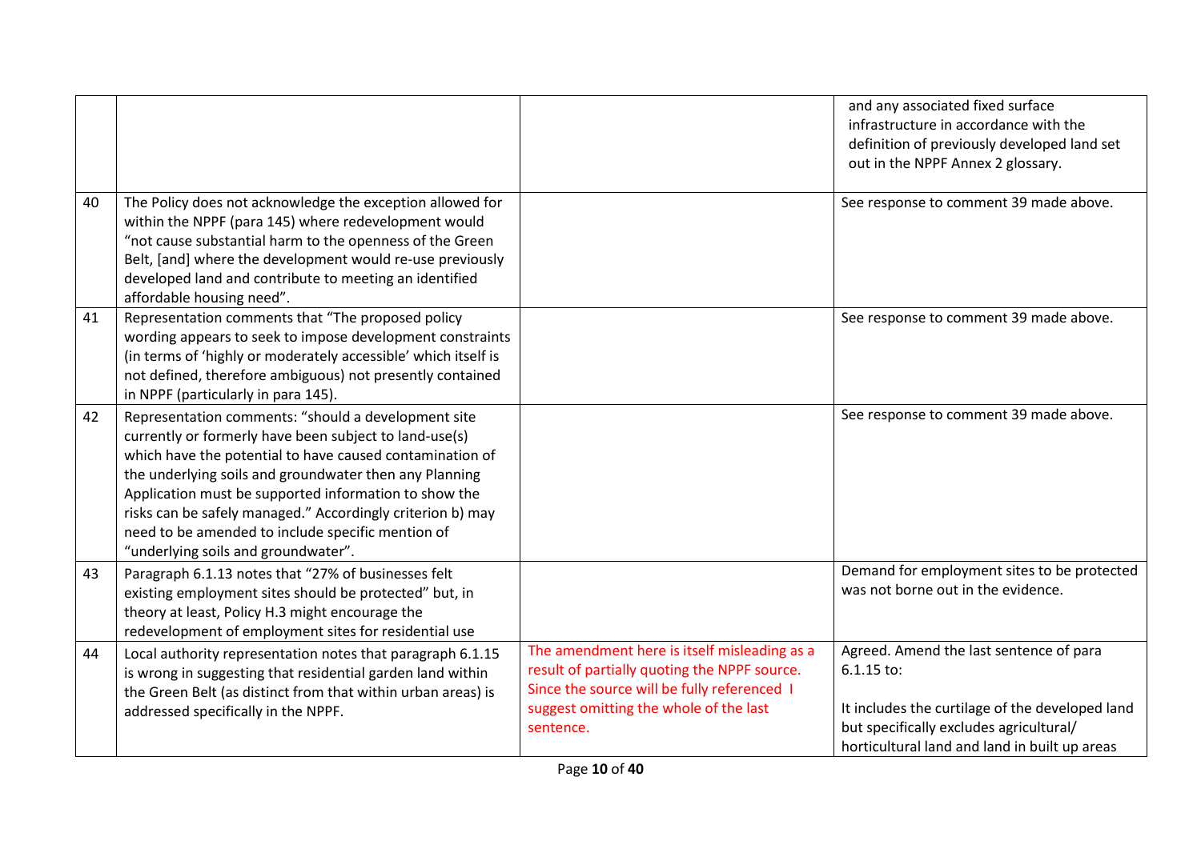| | | | |
|---|---|---|---|
| | | | and any associated fixed surface infrastructure in accordance with the definition of previously developed land set out in the NPPF Annex 2 glossary. |
| 40 | The Policy does not acknowledge the exception allowed for within the NPPF (para 145) where redevelopment would "not cause substantial harm to the openness of the Green Belt, [and] where the development would re-use previously developed land and contribute to meeting an identified affordable housing need". | | See response to comment 39 made above. |
| 41 | Representation comments that "The proposed policy wording appears to seek to impose development constraints (in terms of 'highly or moderately accessible' which itself is not defined, therefore ambiguous) not presently contained in NPPF (particularly in para 145). | | See response to comment 39 made above. |
| 42 | Representation comments: "should a development site currently or formerly have been subject to land-use(s) which have the potential to have caused contamination of the underlying soils and groundwater then any Planning Application must be supported information to show the risks can be safely managed." Accordingly criterion b) may need to be amended to include specific mention of "underlying soils and groundwater". | | See response to comment 39 made above. |
| 43 | Paragraph 6.1.13 notes that "27% of businesses felt existing employment sites should be protected" but, in theory at least, Policy H.3 might encourage the redevelopment of employment sites for residential use | | Demand for employment sites to be protected was not borne out in the evidence. |
| 44 | Local authority representation notes that paragraph 6.1.15 is wrong in suggesting that residential garden land within the Green Belt (as distinct from that within urban areas) is addressed specifically in the NPPF. | The amendment here is itself misleading as a result of partially quoting the NPPF source. Since the source will be fully referenced I suggest omitting the whole of the last sentence. | Agreed. Amend the last sentence of para 6.1.15 to:<br><br>It includes the curtilage of the developed land but specifically excludes agricultural/ horticultural land and land in built up areas |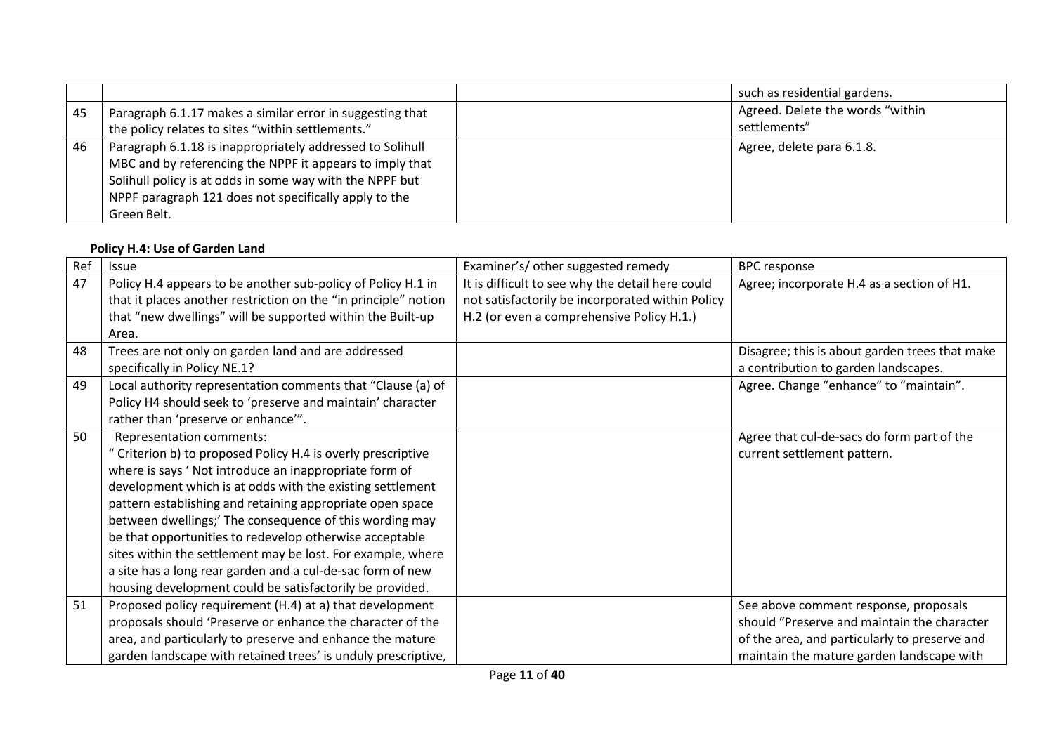| | | | such as residential gardens. |
|---|---|---|---|
| 45 | Paragraph 6.1.17 makes a similar error in suggesting that the policy relates to sites "within settlements." | | Agreed. Delete the words "within settlements" |
| 46 | Paragraph 6.1.18 is inappropriately addressed to Solihull MBC and by referencing the NPPF it appears to imply that Solihull policy is at odds in some way with the NPPF but NPPF paragraph 121 does not specifically apply to the Green Belt. | | Agree, delete para 6.1.8. |

**Policy H.4: Use of Garden Land**

| Ref | Issue | Examiner's/ other suggested remedy | BPC response |
|---|---|---|---|
| 47 | Policy H.4 appears to be another sub-policy of Policy H.1 in that it places another restriction on the "in principle" notion that "new dwellings" will be supported within the Built-up Area. | It is difficult to see why the detail here could not satisfactorily be incorporated within Policy H.2 (or even a comprehensive Policy H.1.) | Agree; incorporate H.4 as a section of H1. |
| 48 | Trees are not only on garden land and are addressed specifically in Policy NE.1? | | Disagree; this is about garden trees that make a contribution to garden landscapes. |
| 49 | Local authority representation comments that "Clause (a) of Policy H4 should seek to 'preserve and maintain' character rather than 'preserve or enhance'". | | Agree. Change "enhance" to "maintain". |
| 50 | Representation comments:<br>" Criterion b) to proposed Policy H.4 is overly prescriptive where is says ' Not introduce an inappropriate form of development which is at odds with the existing settlement pattern establishing and retaining appropriate open space between dwellings;' The consequence of this wording may be that opportunities to redevelop otherwise acceptable sites within the settlement may be lost. For example, where a site has a long rear garden and a cul-de-sac form of new housing development could be satisfactorily be provided. | | Agree that cul-de-sacs do form part of the current settlement pattern. |
| 51 | Proposed policy requirement (H.4) at a) that development proposals should 'Preserve or enhance the character of the area, and particularly to preserve and enhance the mature garden landscape with retained trees' is unduly prescriptive, | | See above comment response, proposals should "Preserve and maintain the character of the area, and particularly to preserve and maintain the mature garden landscape with |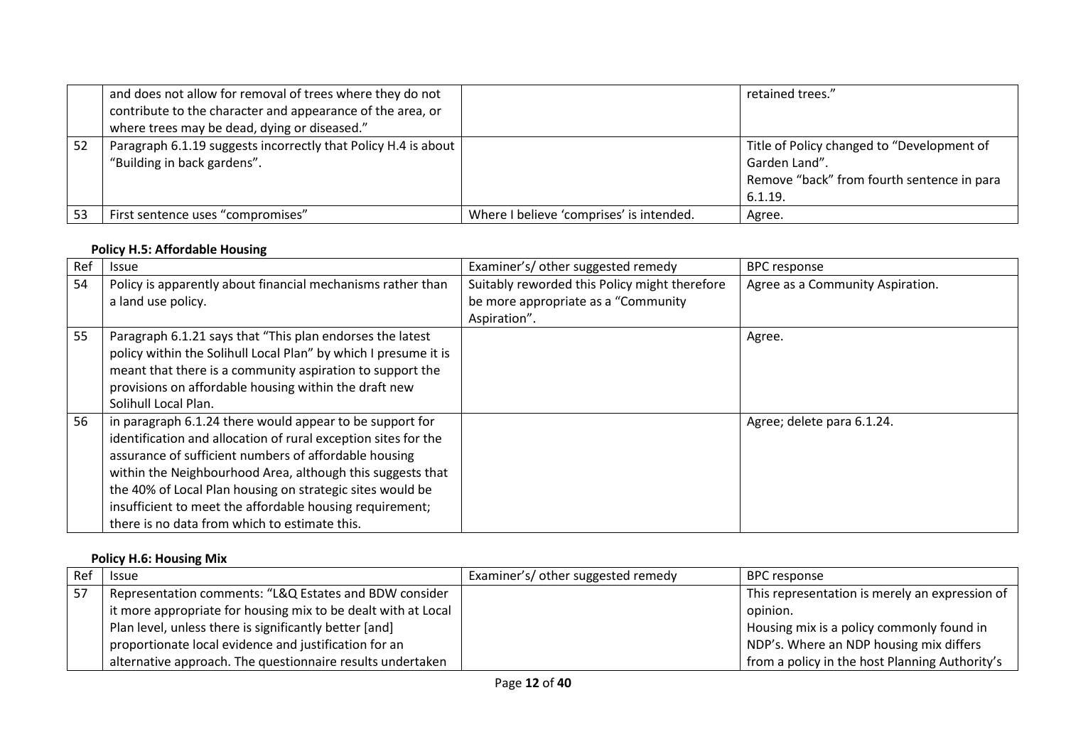| | | | |
|---|---|---|---|
| | and does not allow for removal of trees where they do not contribute to the character and appearance of the area, or where trees may be dead, dying or diseased." | | retained trees." |
| 52 | Paragraph 6.1.19 suggests incorrectly that Policy H.4 is about "Building in back gardens". | | Title of Policy changed to "Development of Garden Land".<br>Remove "back" from fourth sentence in para 6.1.19. |
| 53 | First sentence uses "compromises" | Where I believe 'comprises' is intended. | Agree. |

**Policy H.5: Affordable Housing**

| Ref | Issue | Examiner's/ other suggested remedy | BPC response |
|---|---|---|---|
| 54 | Policy is apparently about financial mechanisms rather than a land use policy. | Suitably reworded this Policy might therefore be more appropriate as a "Community Aspiration". | Agree as a Community Aspiration. |
| 55 | Paragraph 6.1.21 says that "This plan endorses the latest policy within the Solihull Local Plan" by which I presume it is meant that there is a community aspiration to support the provisions on affordable housing within the draft new Solihull Local Plan. | | Agree. |
| 56 | in paragraph 6.1.24 there would appear to be support for identification and allocation of rural exception sites for the assurance of sufficient numbers of affordable housing within the Neighbourhood Area, although this suggests that the 40% of Local Plan housing on strategic sites would be insufficient to meet the affordable housing requirement; there is no data from which to estimate this. | | Agree; delete para 6.1.24. |

**Policy H.6: Housing Mix**

| Ref | Issue | Examiner's/ other suggested remedy | BPC response |
|---|---|---|---|
| 57 | Representation comments: "L&Q Estates and BDW consider it more appropriate for housing mix to be dealt with at Local Plan level, unless there is significantly better [and] proportionate local evidence and justification for an alternative approach. The questionnaire results undertaken | | This representation is merely an expression of opinion.<br>Housing mix is a policy commonly found in NDP's. Where an NDP housing mix differs from a policy in the host Planning Authority's |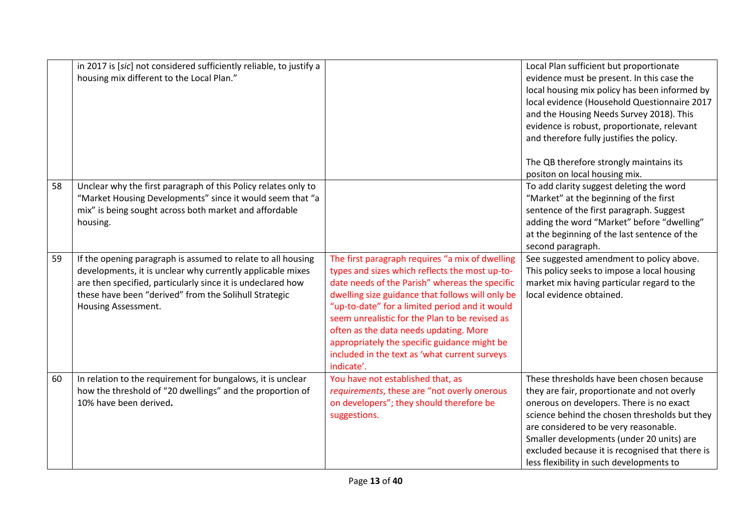| | | | |
|---|---|---|---|
| | in 2017 is [*sic*] not considered sufficiently reliable, to justify a housing mix different to the Local Plan." | | Local Plan sufficient but proportionate evidence must be present. In this case the local housing mix policy has been informed by local evidence (Household Questionnaire 2017 and the Housing Needs Survey 2018). This evidence is robust, proportionate, relevant and therefore fully justifies the policy.<br><br>The QB therefore strongly maintains its positon on local housing mix. |
| 58 | Unclear why the first paragraph of this Policy relates only to "Market Housing Developments" since it would seem that "a mix" is being sought across both market and affordable housing. | | To add clarity suggest deleting the word "Market" at the beginning of the first sentence of the first paragraph. Suggest adding the word "Market" before "dwelling" at the beginning of the last sentence of the second paragraph. |
| 59 | If the opening paragraph is assumed to relate to all housing developments, it is unclear why currently applicable mixes are then specified, particularly since it is undeclared how these have been "derived" from the Solihull Strategic Housing Assessment. | The first paragraph requires "a mix of dwelling types and sizes which reflects the most up-to-date needs of the Parish" whereas the specific dwelling size guidance that follows will only be "up-to-date" for a limited period and it would seem unrealistic for the Plan to be revised as often as the data needs updating. More appropriately the specific guidance might be included in the text as 'what current surveys indicate'. | See suggested amendment to policy above. This policy seeks to impose a local housing market mix having particular regard to the local evidence obtained. |
| 60 | In relation to the requirement for bungalows, it is unclear how the threshold of "20 dwellings" and the proportion of 10% have been derived**.** | You have not established that, as *requirements*, these are "not overly onerous on developers"; they should therefore be suggestions. | These thresholds have been chosen because they are fair, proportionate and not overly onerous on developers. There is no exact science behind the chosen thresholds but they are considered to be very reasonable. Smaller developments (under 20 units) are excluded because it is recognised that there is less flexibility in such developments to |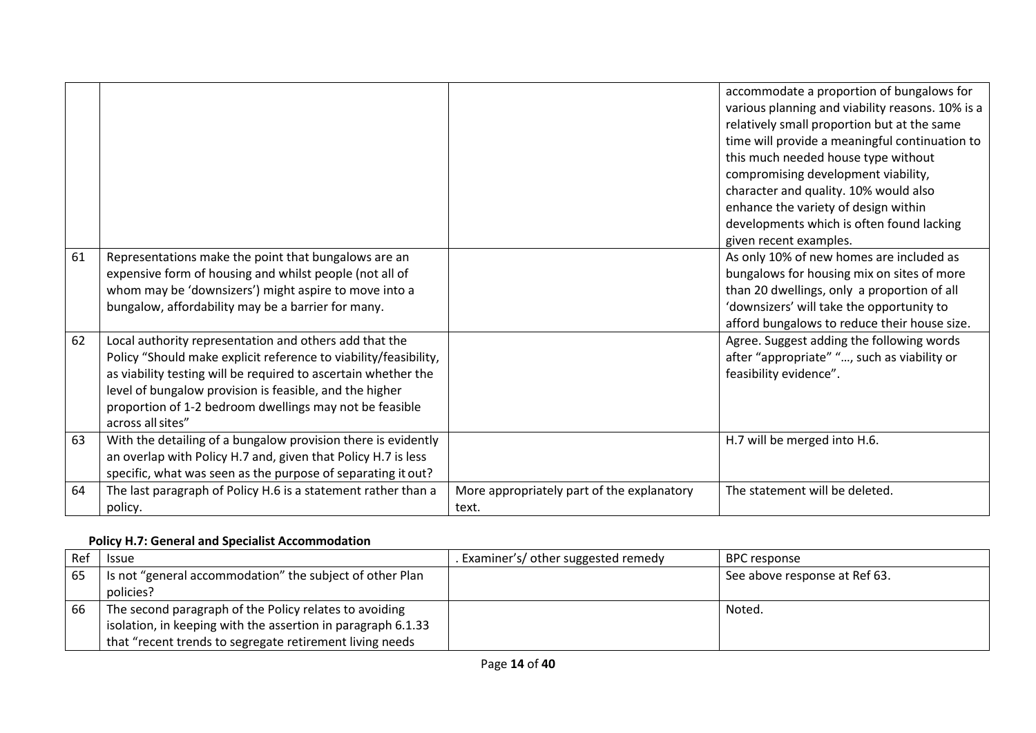| | | | accommodate a proportion of bungalows for various planning and viability reasons. 10% is a relatively small proportion but at the same time will provide a meaningful continuation to this much needed house type without compromising development viability, character and quality. 10% would also enhance the variety of design within developments which is often found lacking given recent examples. |
|---|---|---|---|
| 61 | Representations make the point that bungalows are an expensive form of housing and whilst people (not all of whom may be 'downsizers') might aspire to move into a bungalow, affordability may be a barrier for many. | | As only 10% of new homes are included as bungalows for housing mix on sites of more than 20 dwellings, only a proportion of all 'downsizers' will take the opportunity to afford bungalows to reduce their house size. |
| 62 | Local authority representation and others add that the Policy "Should make explicit reference to viability/feasibility, as viability testing will be required to ascertain whether the level of bungalow provision is feasible, and the higher proportion of 1-2 bedroom dwellings may not be feasible across all sites" | | Agree. Suggest adding the following words after "appropriate" "…, such as viability or feasibility evidence". |
| 63 | With the detailing of a bungalow provision there is evidently an overlap with Policy H.7 and, given that Policy H.7 is less specific, what was seen as the purpose of separating it out? | | H.7 will be merged into H.6. |
| 64 | The last paragraph of Policy H.6 is a statement rather than a policy. | More appropriately part of the explanatory text. | The statement will be deleted. |

**Policy H.7: General and Specialist Accommodation**

| Ref | Issue | . Examiner's/ other suggested remedy | BPC response |
|---|---|---|---|
| 65 | Is not "general accommodation" the subject of other Plan policies? | | See above response at Ref 63. |
| 66 | The second paragraph of the Policy relates to avoiding isolation, in keeping with the assertion in paragraph 6.1.33 that "recent trends to segregate retirement living needs | | Noted. |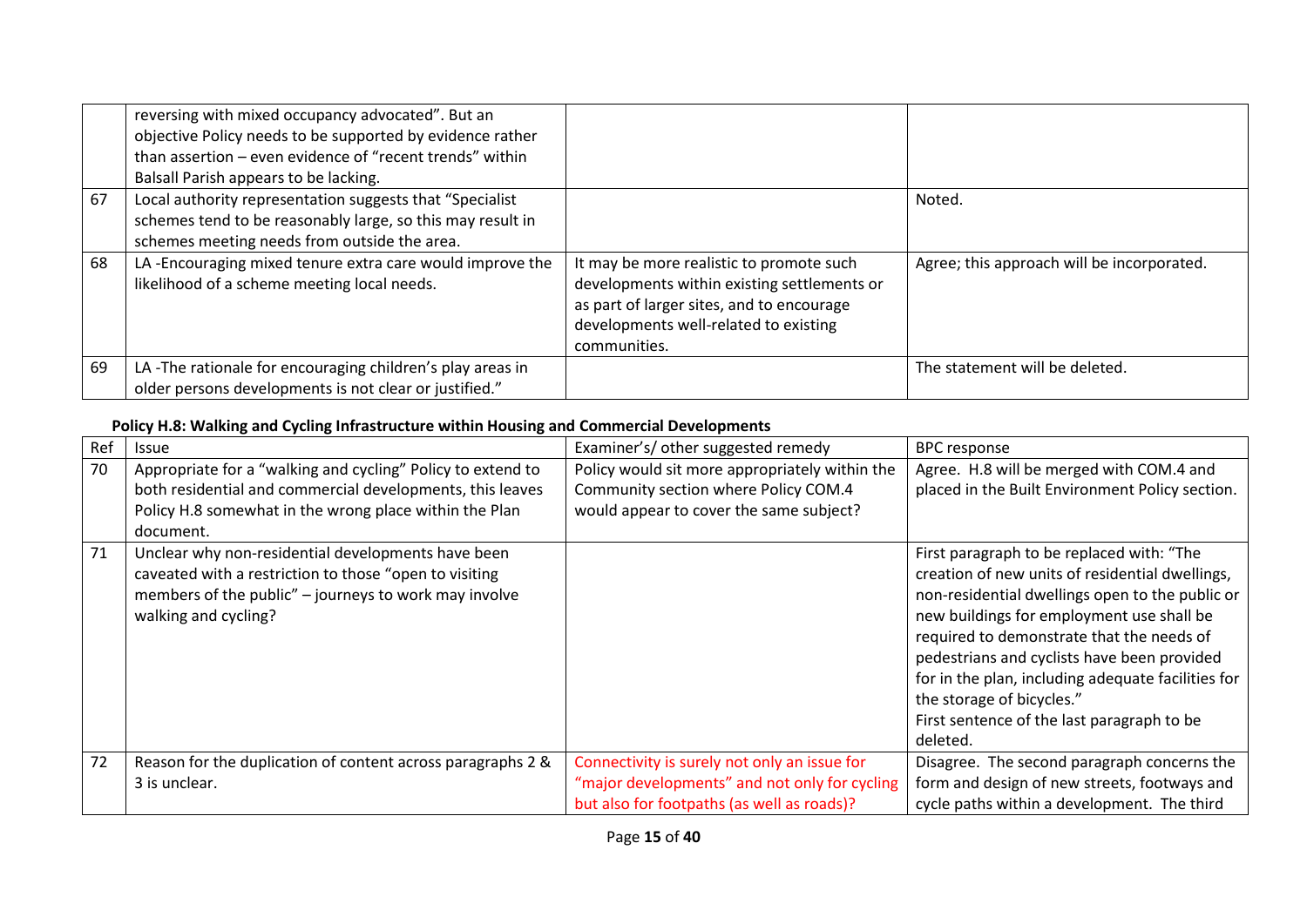| | | | |
|---|---|---|---|
| | reversing with mixed occupancy advocated". But an objective Policy needs to be supported by evidence rather than assertion – even evidence of "recent trends" within Balsall Parish appears to be lacking. | | |
| 67 | Local authority representation suggests that "Specialist schemes tend to be reasonably large, so this may result in schemes meeting needs from outside the area. | | Noted. |
| 68 | LA -Encouraging mixed tenure extra care would improve the likelihood of a scheme meeting local needs. | It may be more realistic to promote such developments within existing settlements or as part of larger sites, and to encourage developments well-related to existing communities. | Agree; this approach will be incorporated. |
| 69 | LA -The rationale for encouraging children's play areas in older persons developments is not clear or justified." | | The statement will be deleted. |

**Policy H.8: Walking and Cycling Infrastructure within Housing and Commercial Developments**

| Ref | Issue | Examiner's/ other suggested remedy | BPC response |
|---|---|---|---|
| 70 | Appropriate for a "walking and cycling" Policy to extend to both residential and commercial developments, this leaves Policy H.8 somewhat in the wrong place within the Plan document. | Policy would sit more appropriately within the Community section where Policy COM.4 would appear to cover the same subject? | Agree. H.8 will be merged with COM.4 and placed in the Built Environment Policy section. |
| 71 | Unclear why non-residential developments have been caveated with a restriction to those "open to visiting members of the public" – journeys to work may involve walking and cycling? | | First paragraph to be replaced with: "The creation of new units of residential dwellings, non-residential dwellings open to the public or new buildings for employment use shall be required to demonstrate that the needs of pedestrians and cyclists have been provided for in the plan, including adequate facilities for the storage of bicycles."<br>First sentence of the last paragraph to be deleted. |
| 72 | Reason for the duplication of content across paragraphs 2 & 3 is unclear. | Connectivity is surely not only an issue for "major developments" and not only for cycling but also for footpaths (as well as roads)? | Disagree. The second paragraph concerns the form and design of new streets, footways and cycle paths within a development. The third |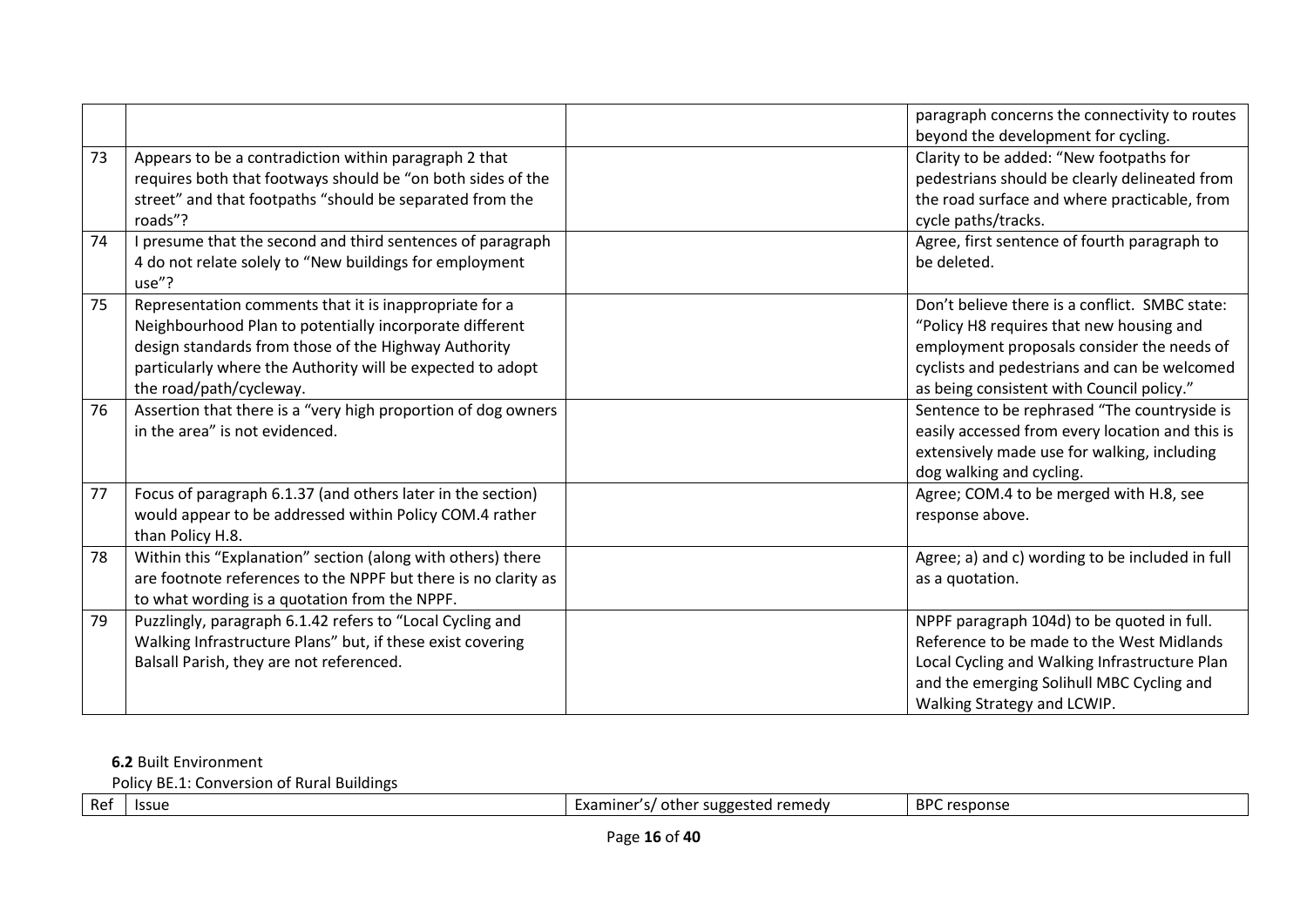| | | | paragraph concerns the connectivity to routes beyond the development for cycling. |
|---|---|---|---|
| 73 | Appears to be a contradiction within paragraph 2 that requires both that footways should be "on both sides of the street" and that footpaths "should be separated from the roads"? | | Clarity to be added: "New footpaths for pedestrians should be clearly delineated from the road surface and where practicable, from cycle paths/tracks. |
| 74 | I presume that the second and third sentences of paragraph 4 do not relate solely to "New buildings for employment use"? | | Agree, first sentence of fourth paragraph to be deleted. |
| 75 | Representation comments that it is inappropriate for a Neighbourhood Plan to potentially incorporate different design standards from those of the Highway Authority particularly where the Authority will be expected to adopt the road/path/cycleway. | | Don't believe there is a conflict. SMBC state: "Policy H8 requires that new housing and employment proposals consider the needs of cyclists and pedestrians and can be welcomed as being consistent with Council policy." |
| 76 | Assertion that there is a "very high proportion of dog owners in the area" is not evidenced. | | Sentence to be rephrased "The countryside is easily accessed from every location and this is extensively made use for walking, including dog walking and cycling. |
| 77 | Focus of paragraph 6.1.37 (and others later in the section) would appear to be addressed within Policy COM.4 rather than Policy H.8. | | Agree; COM.4 to be merged with H.8, see response above. |
| 78 | Within this "Explanation" section (along with others) there are footnote references to the NPPF but there is no clarity as to what wording is a quotation from the NPPF. | | Agree; a) and c) wording to be included in full as a quotation. |
| 79 | Puzzlingly, paragraph 6.1.42 refers to "Local Cycling and Walking Infrastructure Plans" but, if these exist covering Balsall Parish, they are not referenced. | | NPPF paragraph 104d) to be quoted in full. Reference to be made to the West Midlands Local Cycling and Walking Infrastructure Plan and the emerging Solihull MBC Cycling and Walking Strategy and LCWIP. |

**6.2** Built Environment

Policy BE.1: Conversion of Rural Buildings

| Ref | Issue | Examiner's/ other suggested remedy | BPC response |
|---|---|---|---|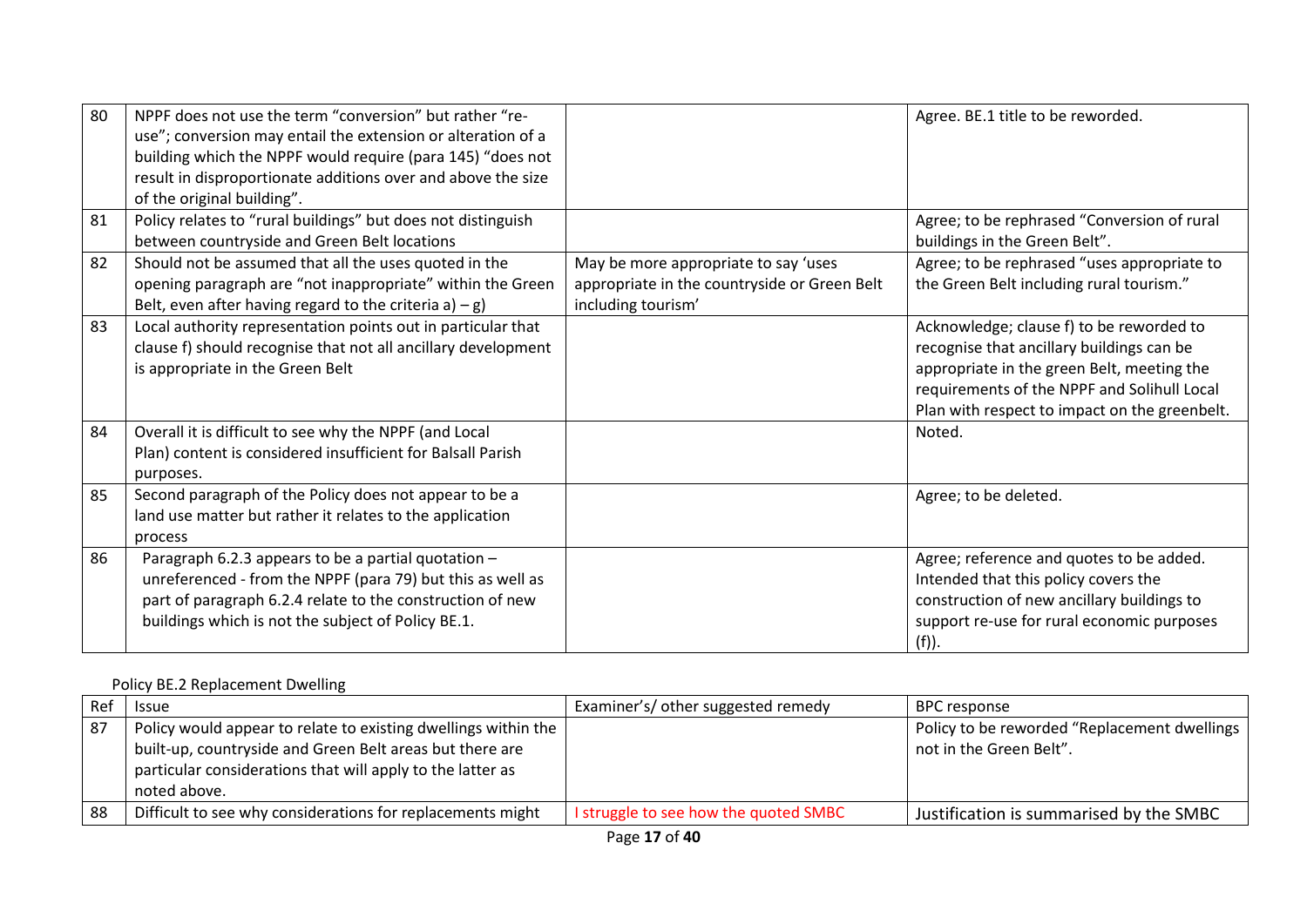| 80 | NPPF does not use the term "conversion" but rather "re-use"; conversion may entail the extension or alteration of a building which the NPPF would require (para 145) "does not result in disproportionate additions over and above the size of the original building". | | Agree. BE.1 title to be reworded. |
|---|---|---|---|
| 81 | Policy relates to "rural buildings" but does not distinguish between countryside and Green Belt locations | | Agree; to be rephrased "Conversion of rural buildings in the Green Belt". |
| 82 | Should not be assumed that all the uses quoted in the opening paragraph are "not inappropriate" within the Green Belt, even after having regard to the criteria a) – g) | May be more appropriate to say 'uses appropriate in the countryside or Green Belt including tourism' | Agree; to be rephrased "uses appropriate to the Green Belt including rural tourism." |
| 83 | Local authority representation points out in particular that clause f) should recognise that not all ancillary development is appropriate in the Green Belt | | Acknowledge; clause f) to be reworded to recognise that ancillary buildings can be appropriate in the green Belt, meeting the requirements of the NPPF and Solihull Local Plan with respect to impact on the greenbelt. |
| 84 | Overall it is difficult to see why the NPPF (and Local Plan) content is considered insufficient for Balsall Parish purposes. | | Noted. |
| 85 | Second paragraph of the Policy does not appear to be a land use matter but rather it relates to the application process | | Agree; to be deleted. |
| 86 | Paragraph 6.2.3 appears to be a partial quotation – unreferenced - from the NPPF (para 79) but this as well as part of paragraph 6.2.4 relate to the construction of new buildings which is not the subject of Policy BE.1. | | Agree; reference and quotes to be added. Intended that this policy covers the construction of new ancillary buildings to support re-use for rural economic purposes (f)). |

Policy BE.2 Replacement Dwelling

| Ref | Issue | Examiner's/ other suggested remedy | BPC response |
|---|---|---|---|
| 87 | Policy would appear to relate to existing dwellings within the built-up, countryside and Green Belt areas but there are particular considerations that will apply to the latter as noted above. | | Policy to be reworded "Replacement dwellings not in the Green Belt". |
| 88 | Difficult to see why considerations for replacements might | I struggle to see how the quoted SMBC | Justification is summarised by the SMBC |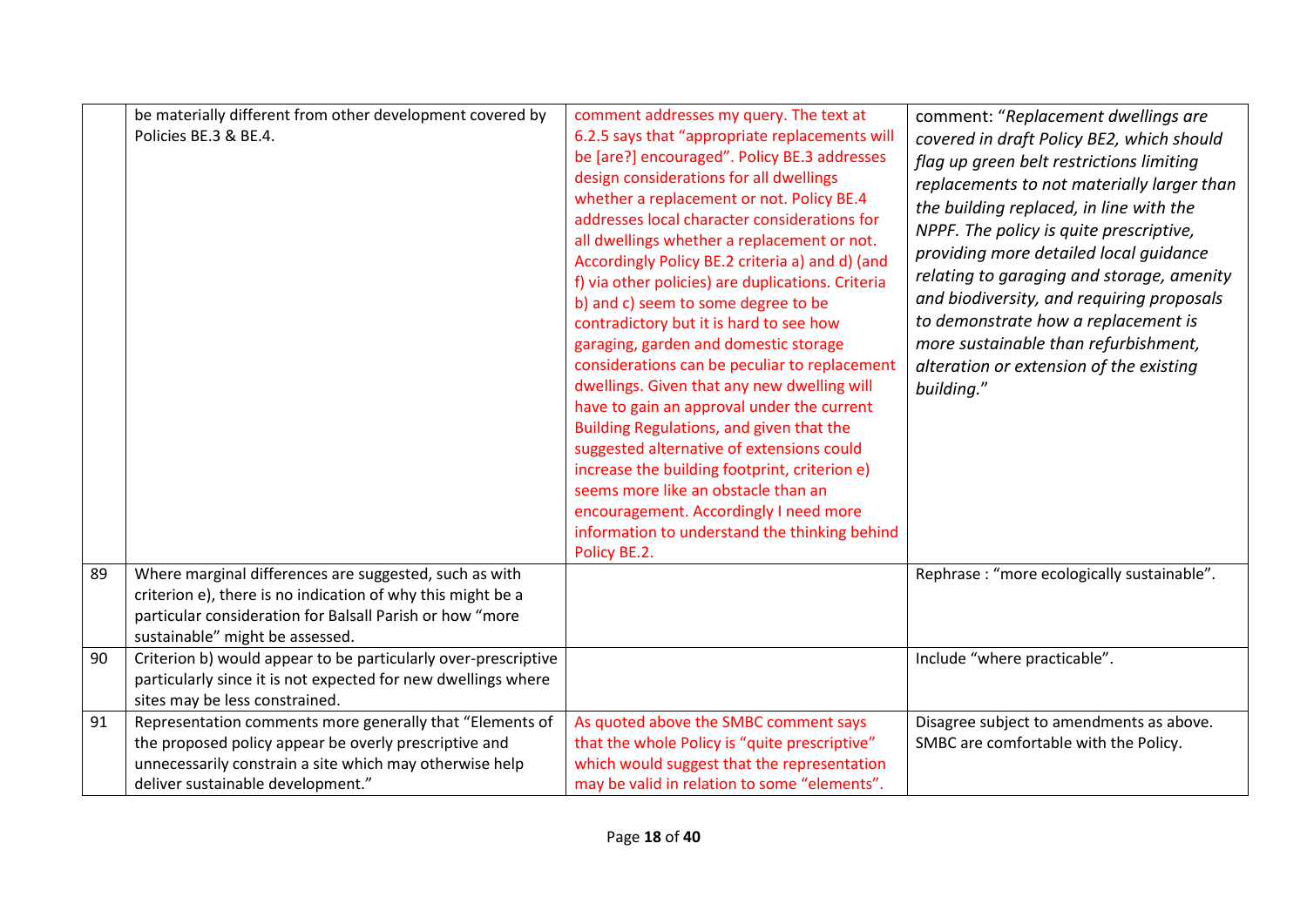|  |  |  |  |
|---|---|---|---|
|  | be materially different from other development covered by Policies BE.3 & BE.4. | comment addresses my query. The text at 6.2.5 says that "appropriate replacements will be [are?] encouraged". Policy BE.3 addresses design considerations for all dwellings whether a replacement or not. Policy BE.4 addresses local character considerations for all dwellings whether a replacement or not. Accordingly Policy BE.2 criteria a) and d) (and f) via other policies) are duplications. Criteria b) and c) seem to some degree to be contradictory but it is hard to see how garaging, garden and domestic storage considerations can be peculiar to replacement dwellings. Given that any new dwelling will have to gain an approval under the current Building Regulations, and given that the suggested alternative of extensions could increase the building footprint, criterion e) seems more like an obstacle than an encouragement. Accordingly I need more information to understand the thinking behind Policy BE.2. | comment: "*Replacement dwellings are covered in draft Policy BE2, which should flag up green belt restrictions limiting replacements to not materially larger than the building replaced, in line with the NPPF. The policy is quite prescriptive, providing more detailed local guidance relating to garaging and storage, amenity and biodiversity, and requiring proposals to demonstrate how a replacement is more sustainable than refurbishment, alteration or extension of the existing building.*" |
| 89 | Where marginal differences are suggested, such as with criterion e), there is no indication of why this might be a particular consideration for Balsall Parish or how "more sustainable" might be assessed. |  | Rephrase : "more ecologically sustainable". |
| 90 | Criterion b) would appear to be particularly over-prescriptive particularly since it is not expected for new dwellings where sites may be less constrained. |  | Include "where practicable". |
| 91 | Representation comments more generally that "Elements of the proposed policy appear be overly prescriptive and unnecessarily constrain a site which may otherwise help deliver sustainable development." | As quoted above the SMBC comment says that the whole Policy is "quite prescriptive" which would suggest that the representation may be valid in relation to some "elements". | Disagree subject to amendments as above. SMBC are comfortable with the Policy. |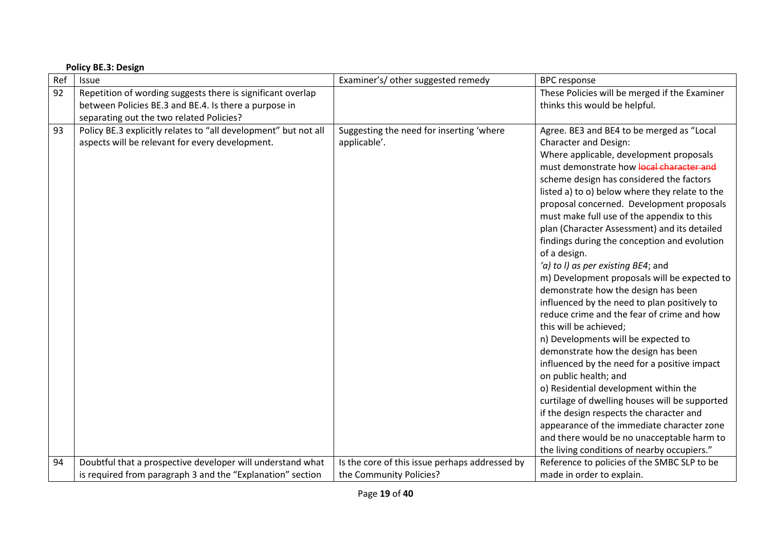**Policy BE.3: Design**

| Ref | Issue | Examiner's/ other suggested remedy | BPC response |
|---|---|---|---|
| 92 | Repetition of wording suggests there is significant overlap between Policies BE.3 and BE.4. Is there a purpose in separating out the two related Policies? | | These Policies will be merged if the Examiner thinks this would be helpful. |
| 93 | Policy BE.3 explicitly relates to "all development" but not all aspects will be relevant for every development. | Suggesting the need for inserting 'where applicable'. | Agree. BE3 and BE4 to be merged as "Local Character and Design:<br>Where applicable, development proposals must demonstrate how ~~local character and~~ scheme design has considered the factors listed a) to o) below where they relate to the proposal concerned. Development proposals must make full use of the appendix to this plan (Character Assessment) and its detailed findings during the conception and evolution of a design.<br>*'a) to l) as per existing BE4*; and<br>m) Development proposals will be expected to demonstrate how the design has been influenced by the need to plan positively to reduce crime and the fear of crime and how this will be achieved;<br>n) Developments will be expected to demonstrate how the design has been influenced by the need for a positive impact on public health; and<br>o) Residential development within the curtilage of dwelling houses will be supported if the design respects the character and appearance of the immediate character zone and there would be no unacceptable harm to the living conditions of nearby occupiers." |
| 94 | Doubtful that a prospective developer will understand what is required from paragraph 3 and the "Explanation" section | Is the core of this issue perhaps addressed by the Community Policies? | Reference to policies of the SMBC SLP to be made in order to explain. |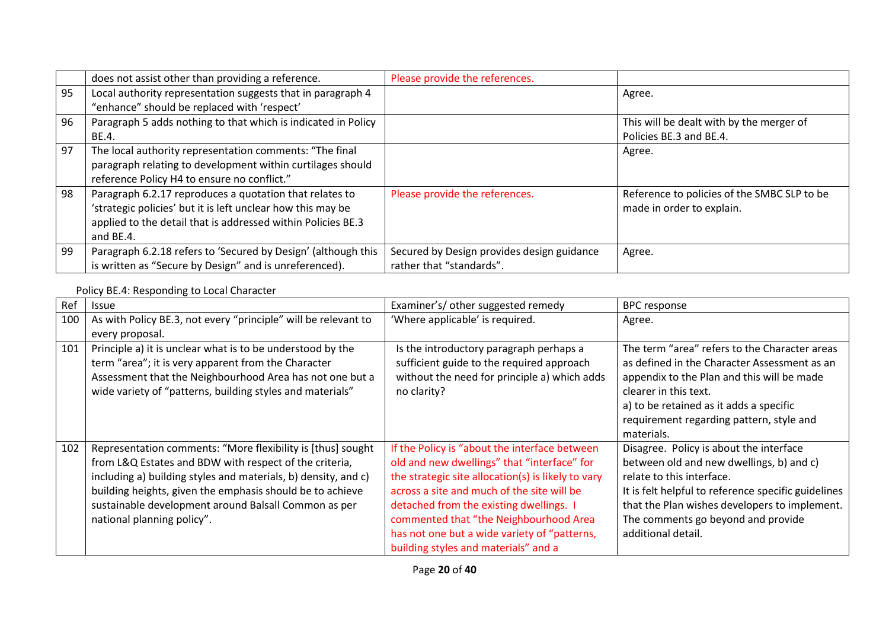|  | does not assist other than providing a reference. | Please provide the references. |  |
|---|---|---|---|
| 95 | Local authority representation suggests that in paragraph 4 "enhance" should be replaced with 'respect' |  | Agree. |
| 96 | Paragraph 5 adds nothing to that which is indicated in Policy BE.4. |  | This will be dealt with by the merger of Policies BE.3 and BE.4. |
| 97 | The local authority representation comments: "The final paragraph relating to development within curtilages should reference Policy H4 to ensure no conflict." |  | Agree. |
| 98 | Paragraph 6.2.17 reproduces a quotation that relates to 'strategic policies' but it is left unclear how this may be applied to the detail that is addressed within Policies BE.3 and BE.4. | Please provide the references. | Reference to policies of the SMBC SLP to be made in order to explain. |
| 99 | Paragraph 6.2.18 refers to 'Secured by Design' (although this is written as "Secure by Design" and is unreferenced). | Secured by Design provides design guidance rather that "standards". | Agree. |

Policy BE.4: Responding to Local Character

| Ref | Issue | Examiner's/ other suggested remedy | BPC response |
|---|---|---|---|
| 100 | As with Policy BE.3, not every "principle" will be relevant to every proposal. | 'Where applicable' is required. | Agree. |
| 101 | Principle a) it is unclear what is to be understood by the term "area"; it is very apparent from the Character Assessment that the Neighbourhood Area has not one but a wide variety of "patterns, building styles and materials" | Is the introductory paragraph perhaps a sufficient guide to the required approach without the need for principle a) which adds no clarity? | The term "area" refers to the Character areas as defined in the Character Assessment as an appendix to the Plan and this will be made clearer in this text.<br>a) to be retained as it adds a specific requirement regarding pattern, style and materials. |
| 102 | Representation comments: "More flexibility is [thus] sought from L&Q Estates and BDW with respect of the criteria, including a) building styles and materials, b) density, and c) building heights, given the emphasis should be to achieve sustainable development around Balsall Common as per national planning policy". | If the Policy is "about the interface between old and new dwellings" that "interface" for the strategic site allocation(s) is likely to vary across a site and much of the site will be detached from the existing dwellings. I commented that "the Neighbourhood Area has not one but a wide variety of "patterns, building styles and materials" and a | Disagree. Policy is about the interface between old and new dwellings, b) and c) relate to this interface.<br>It is felt helpful to reference specific guidelines that the Plan wishes developers to implement. The comments go beyond and provide additional detail. |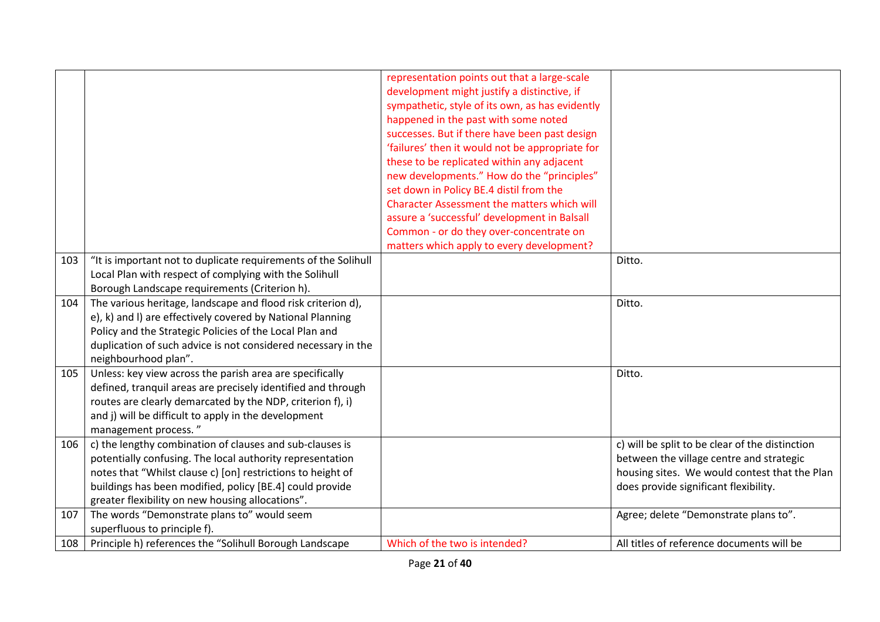| | | | |
|---|---|---|---|
| | | representation points out that a large-scale development might justify a distinctive, if sympathetic, style of its own, as has evidently happened in the past with some noted successes. But if there have been past design 'failures' then it would not be appropriate for these to be replicated within any adjacent new developments." How do the "principles" set down in Policy BE.4 distil from the Character Assessment the matters which will assure a 'successful' development in Balsall Common - or do they over-concentrate on matters which apply to every development? | |
| 103 | "It is important not to duplicate requirements of the Solihull Local Plan with respect of complying with the Solihull Borough Landscape requirements (Criterion h). | | Ditto. |
| 104 | The various heritage, landscape and flood risk criterion d), e), k) and l) are effectively covered by National Planning Policy and the Strategic Policies of the Local Plan and duplication of such advice is not considered necessary in the neighbourhood plan". | | Ditto. |
| 105 | Unless: key view across the parish area are specifically defined, tranquil areas are precisely identified and through routes are clearly demarcated by the NDP, criterion f), i) and j) will be difficult to apply in the development management process. " | | Ditto. |
| 106 | c) the lengthy combination of clauses and sub-clauses is potentially confusing. The local authority representation notes that "Whilst clause c) [on] restrictions to height of buildings has been modified, policy [BE.4] could provide greater flexibility on new housing allocations". | | c) will be split to be clear of the distinction between the village centre and strategic housing sites. We would contest that the Plan does provide significant flexibility. |
| 107 | The words "Demonstrate plans to" would seem superfluous to principle f). | | Agree; delete "Demonstrate plans to". |
| 108 | Principle h) references the "Solihull Borough Landscape | Which of the two is intended? | All titles of reference documents will be |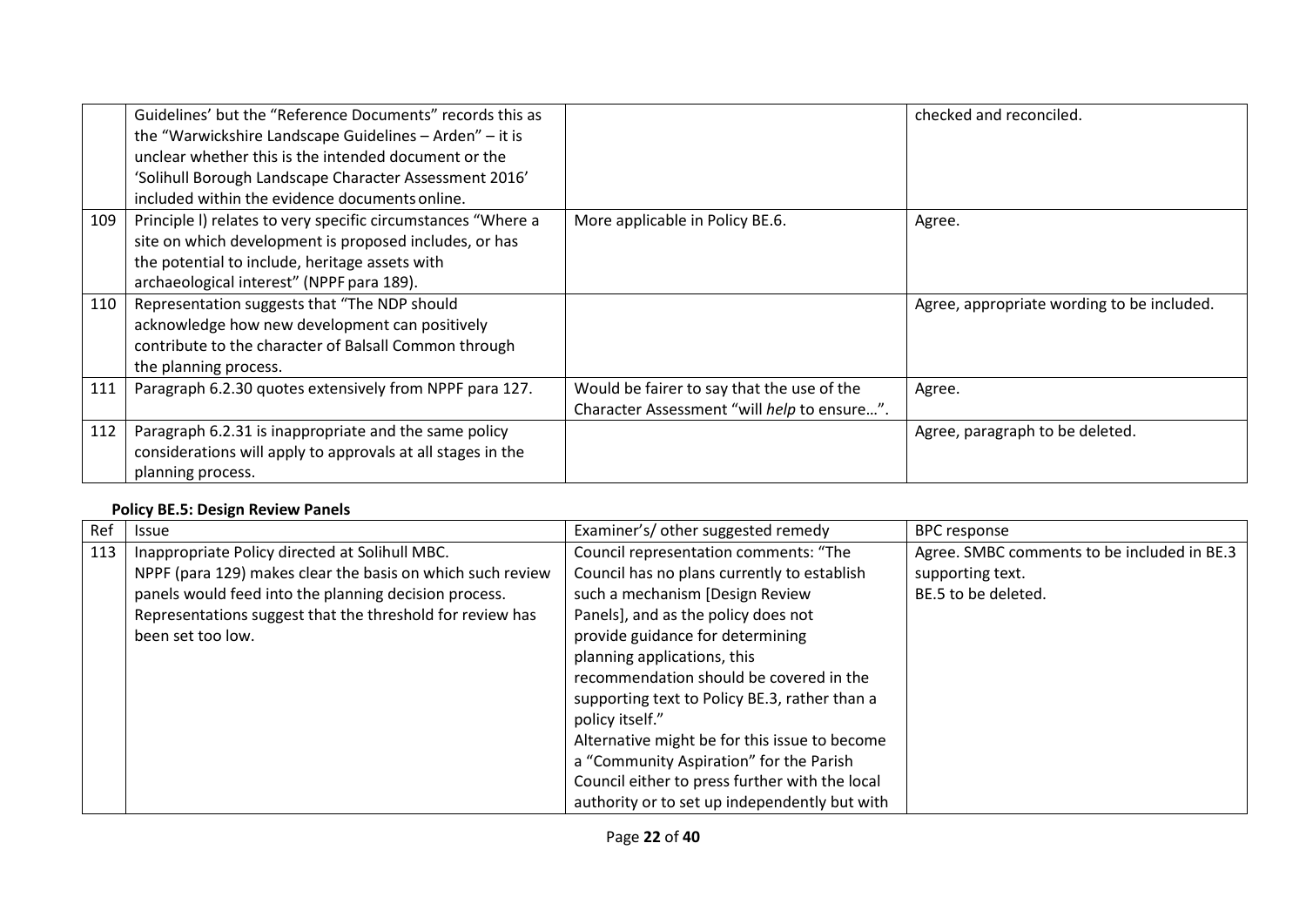| | Guidelines' but the "Reference Documents" records this as the "Warwickshire Landscape Guidelines – Arden" – it is unclear whether this is the intended document or the 'Solihull Borough Landscape Character Assessment 2016' included within the evidence documents online. | | checked and reconciled. |
|---|---|---|---|
| 109 | Principle l) relates to very specific circumstances "Where a site on which development is proposed includes, or has the potential to include, heritage assets with archaeological interest" (NPPF para 189). | More applicable in Policy BE.6. | Agree. |
| 110 | Representation suggests that "The NDP should acknowledge how new development can positively contribute to the character of Balsall Common through the planning process. | | Agree, appropriate wording to be included. |
| 111 | Paragraph 6.2.30 quotes extensively from NPPF para 127. | Would be fairer to say that the use of the Character Assessment "will *help* to ensure…". | Agree. |
| 112 | Paragraph 6.2.31 is inappropriate and the same policy considerations will apply to approvals at all stages in the planning process. | | Agree, paragraph to be deleted. |

**Policy BE.5: Design Review Panels**

| Ref | Issue | Examiner's/ other suggested remedy | BPC response |
|---|---|---|---|
| 113 | Inappropriate Policy directed at Solihull MBC. NPPF (para 129) makes clear the basis on which such review panels would feed into the planning decision process. Representations suggest that the threshold for review has been set too low. | Council representation comments: "The Council has no plans currently to establish such a mechanism [Design Review Panels], and as the policy does not provide guidance for determining planning applications, this recommendation should be covered in the supporting text to Policy BE.3, rather than a policy itself." Alternative might be for this issue to become a "Community Aspiration" for the Parish Council either to press further with the local authority or to set up independently but with | Agree. SMBC comments to be included in BE.3 supporting text. BE.5 to be deleted. |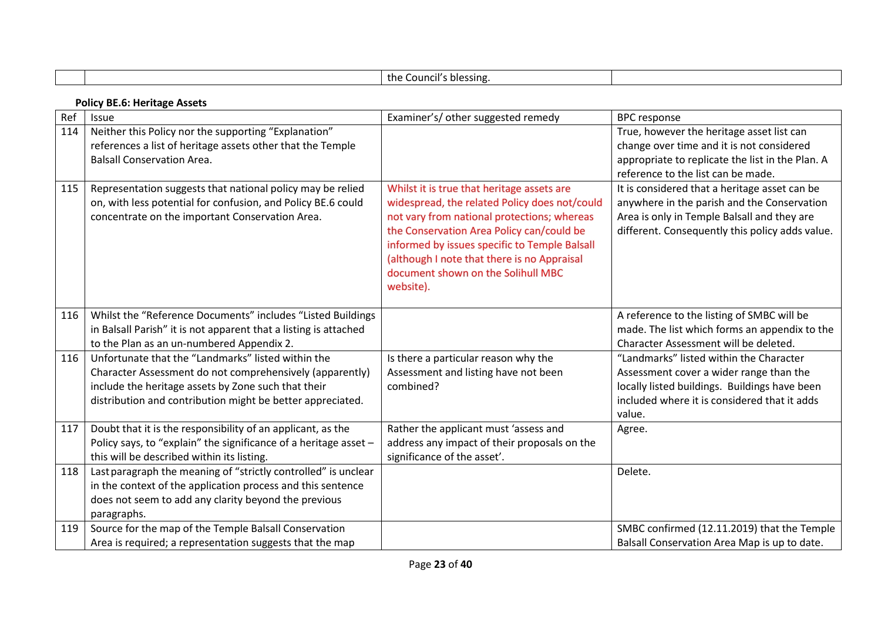| | | the Council's blessing. | |
|---|---|---|---|

**Policy BE.6: Heritage Assets**

| Ref | Issue | Examiner's/ other suggested remedy | BPC response |
|---|---|---|---|
| 114 | Neither this Policy nor the supporting "Explanation" references a list of heritage assets other that the Temple Balsall Conservation Area. | | True, however the heritage asset list can change over time and it is not considered appropriate to replicate the list in the Plan. A reference to the list can be made. |
| 115 | Representation suggests that national policy may be relied on, with less potential for confusion, and Policy BE.6 could concentrate on the important Conservation Area. | Whilst it is true that heritage assets are widespread, the related Policy does not/could not vary from national protections; whereas the Conservation Area Policy can/could be informed by issues specific to Temple Balsall (although I note that there is no Appraisal document shown on the Solihull MBC website). | It is considered that a heritage asset can be anywhere in the parish and the Conservation Area is only in Temple Balsall and they are different. Consequently this policy adds value. |
| 116 | Whilst the "Reference Documents" includes "Listed Buildings in Balsall Parish" it is not apparent that a listing is attached to the Plan as an un-numbered Appendix 2. | | A reference to the listing of SMBC will be made. The list which forms an appendix to the Character Assessment will be deleted. |
| 116 | Unfortunate that the "Landmarks" listed within the Character Assessment do not comprehensively (apparently) include the heritage assets by Zone such that their distribution and contribution might be better appreciated. | Is there a particular reason why the Assessment and listing have not been combined? | "Landmarks" listed within the Character Assessment cover a wider range than the locally listed buildings. Buildings have been included where it is considered that it adds value. |
| 117 | Doubt that it is the responsibility of an applicant, as the Policy says, to "explain" the significance of a heritage asset – this will be described within its listing. | Rather the applicant must 'assess and address any impact of their proposals on the significance of the asset'. | Agree. |
| 118 | Last paragraph the meaning of "strictly controlled" is unclear in the context of the application process and this sentence does not seem to add any clarity beyond the previous paragraphs. | | Delete. |
| 119 | Source for the map of the Temple Balsall Conservation Area is required; a representation suggests that the map | | SMBC confirmed (12.11.2019) that the Temple Balsall Conservation Area Map is up to date. |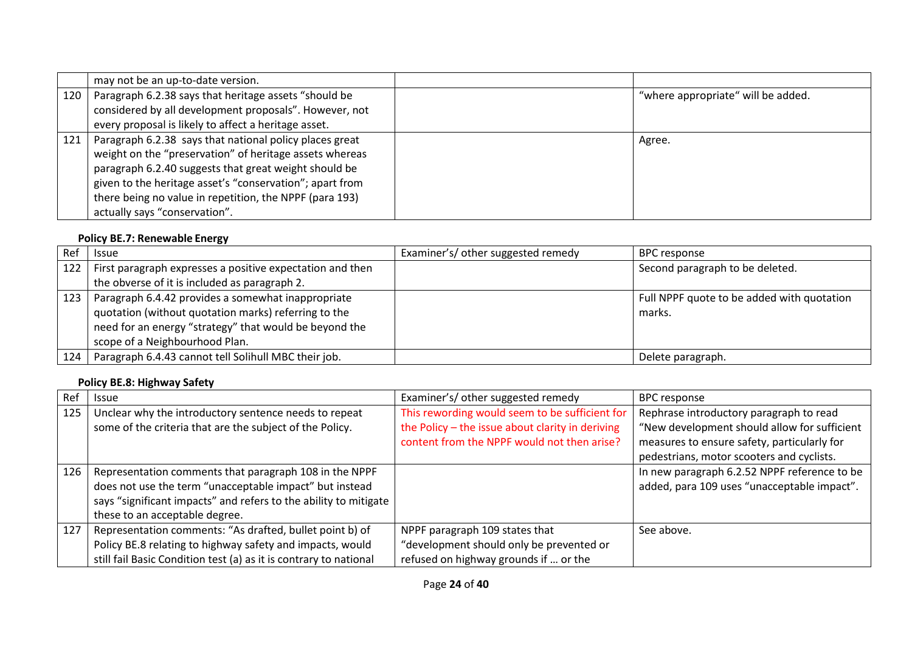| | may not be an up-to-date version. | | |
|---|---|---|---|
| 120 | Paragraph 6.2.38 says that heritage assets "should be considered by all development proposals". However, not every proposal is likely to affect a heritage asset. | | "where appropriate" will be added. |
| 121 | Paragraph 6.2.38 says that national policy places great weight on the "preservation" of heritage assets whereas paragraph 6.2.40 suggests that great weight should be given to the heritage asset's "conservation"; apart from there being no value in repetition, the NPPF (para 193) actually says "conservation". | | Agree. |

**Policy BE.7: Renewable Energy**

| Ref | Issue | Examiner's/ other suggested remedy | BPC response |
|---|---|---|---|
| 122 | First paragraph expresses a positive expectation and then the obverse of it is included as paragraph 2. | | Second paragraph to be deleted. |
| 123 | Paragraph 6.4.42 provides a somewhat inappropriate quotation (without quotation marks) referring to the need for an energy "strategy" that would be beyond the scope of a Neighbourhood Plan. | | Full NPPF quote to be added with quotation marks. |
| 124 | Paragraph 6.4.43 cannot tell Solihull MBC their job. | | Delete paragraph. |

**Policy BE.8: Highway Safety**

| Ref | Issue | Examiner's/ other suggested remedy | BPC response |
|---|---|---|---|
| 125 | Unclear why the introductory sentence needs to repeat some of the criteria that are the subject of the Policy. | This rewording would seem to be sufficient for the Policy – the issue about clarity in deriving content from the NPPF would not then arise? | Rephrase introductory paragraph to read "New development should allow for sufficient measures to ensure safety, particularly for pedestrians, motor scooters and cyclists. |
| 126 | Representation comments that paragraph 108 in the NPPF does not use the term "unacceptable impact" but instead says "significant impacts" and refers to the ability to mitigate these to an acceptable degree. | | In new paragraph 6.2.52 NPPF reference to be added, para 109 uses "unacceptable impact". |
| 127 | Representation comments: "As drafted, bullet point b) of Policy BE.8 relating to highway safety and impacts, would still fail Basic Condition test (a) as it is contrary to national | NPPF paragraph 109 states that "development should only be prevented or refused on highway grounds if … or the | See above. |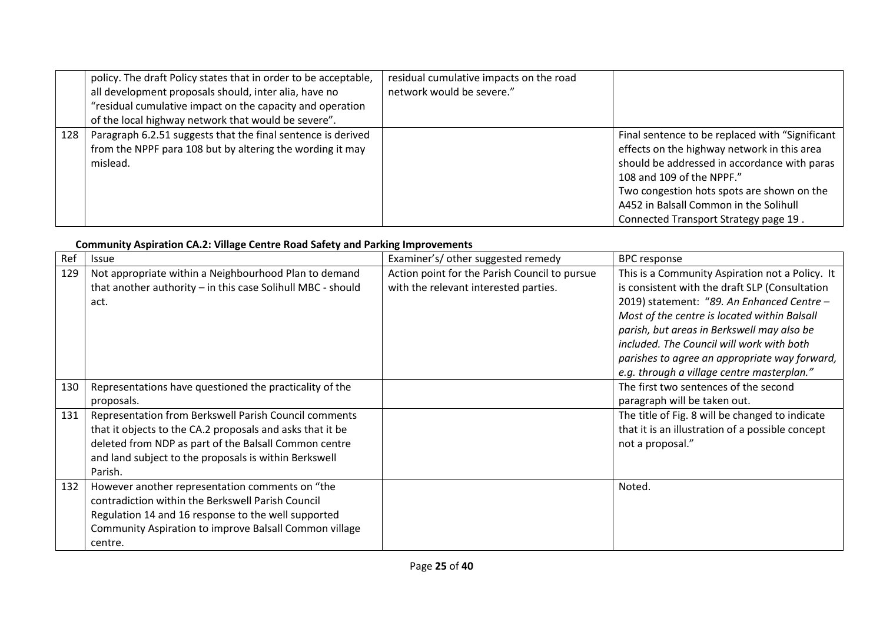|  | policy. The draft Policy states that in order to be acceptable, all development proposals should, inter alia, have no "residual cumulative impact on the capacity and operation of the local highway network that would be severe". | residual cumulative impacts on the road network would be severe." |  |
|---|---|---|---|
| 128 | Paragraph 6.2.51 suggests that the final sentence is derived from the NPPF para 108 but by altering the wording it may mislead. |  | Final sentence to be replaced with "Significant effects on the highway network in this area should be addressed in accordance with paras 108 and 109 of the NPPF."<br>Two congestion hots spots are shown on the A452 in Balsall Common in the Solihull Connected Transport Strategy page 19 . |

**Community Aspiration CA.2: Village Centre Road Safety and Parking Improvements**

| Ref | Issue | Examiner's/ other suggested remedy | BPC response |
|---|---|---|---|
| 129 | Not appropriate within a Neighbourhood Plan to demand that another authority – in this case Solihull MBC - should act. | Action point for the Parish Council to pursue with the relevant interested parties. | This is a Community Aspiration not a Policy. It is consistent with the draft SLP (Consultation 2019) statement: "*89. An Enhanced Centre – Most of the centre is located within Balsall parish, but areas in Berkswell may also be included. The Council will work with both parishes to agree an appropriate way forward, e.g. through a village centre masterplan.*" |
| 130 | Representations have questioned the practicality of the proposals. |  | The first two sentences of the second paragraph will be taken out. |
| 131 | Representation from Berkswell Parish Council comments that it objects to the CA.2 proposals and asks that it be deleted from NDP as part of the Balsall Common centre and land subject to the proposals is within Berkswell Parish. |  | The title of Fig. 8 will be changed to indicate that it is an illustration of a possible concept not a proposal." |
| 132 | However another representation comments on "the contradiction within the Berkswell Parish Council Regulation 14 and 16 response to the well supported Community Aspiration to improve Balsall Common village centre. |  | Noted. |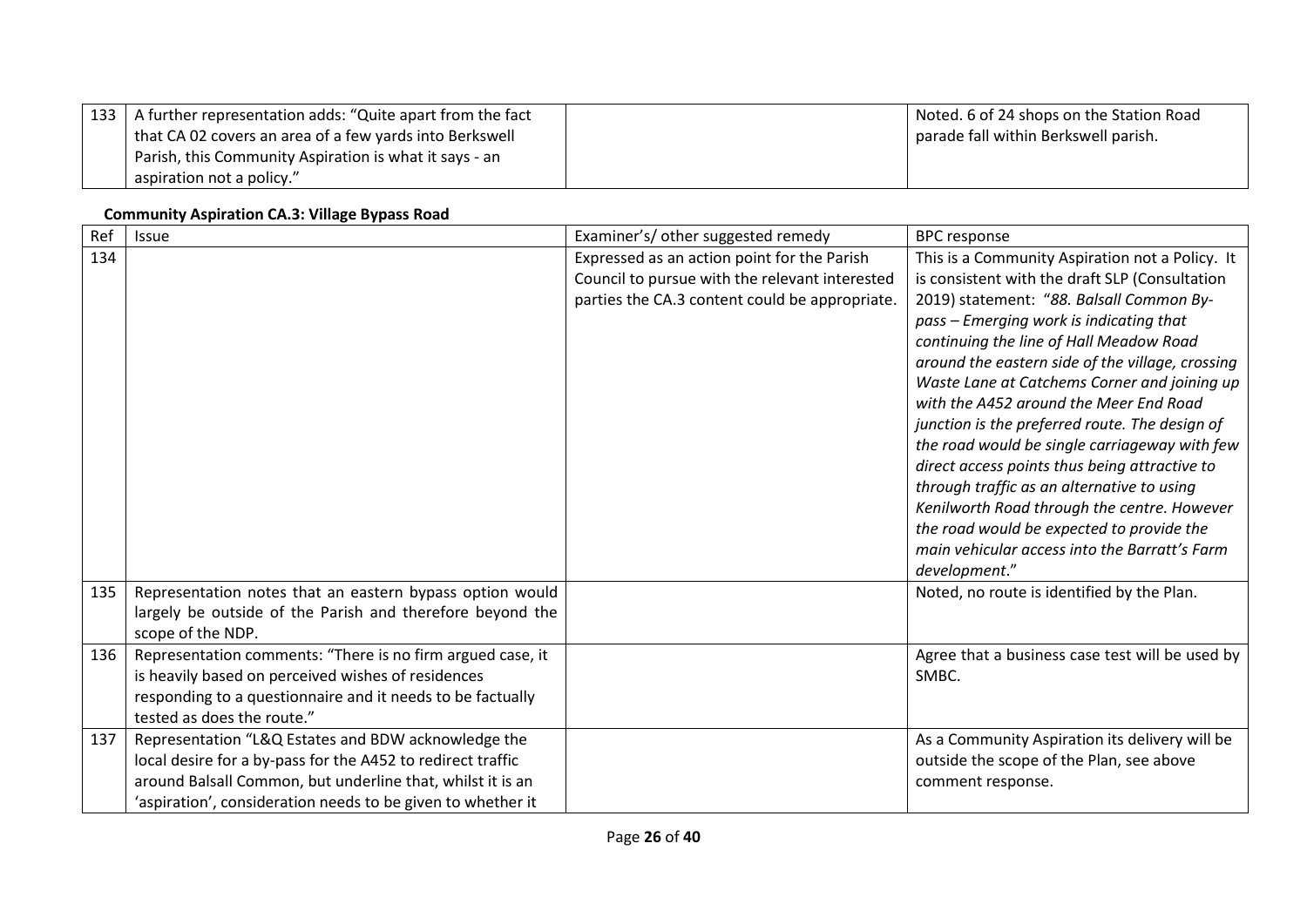| 133 | A further representation adds: "Quite apart from the fact that CA 02 covers an area of a few yards into Berkswell Parish, this Community Aspiration is what it says - an aspiration not a policy." | | Noted. 6 of 24 shops on the Station Road parade fall within Berkswell parish. |
|---|---|---|---|

**Community Aspiration CA.3: Village Bypass Road**

| Ref | Issue | Examiner's/ other suggested remedy | BPC response |
|---|---|---|---|
| 134 | | Expressed as an action point for the Parish Council to pursue with the relevant interested parties the CA.3 content could be appropriate. | This is a Community Aspiration not a Policy. It is consistent with the draft SLP (Consultation 2019) statement: "*88. Balsall Common By-pass – Emerging work is indicating that continuing the line of Hall Meadow Road around the eastern side of the village, crossing Waste Lane at Catchems Corner and joining up with the A452 around the Meer End Road junction is the preferred route. The design of the road would be single carriageway with few direct access points thus being attractive to through traffic as an alternative to using Kenilworth Road through the centre. However the road would be expected to provide the main vehicular access into the Barratt's Farm development.*" |
| 135 | Representation notes that an eastern bypass option would largely be outside of the Parish and therefore beyond the scope of the NDP. | | Noted, no route is identified by the Plan. |
| 136 | Representation comments: "There is no firm argued case, it is heavily based on perceived wishes of residences responding to a questionnaire and it needs to be factually tested as does the route." | | Agree that a business case test will be used by SMBC. |
| 137 | Representation "L&Q Estates and BDW acknowledge the local desire for a by-pass for the A452 to redirect traffic around Balsall Common, but underline that, whilst it is an 'aspiration', consideration needs to be given to whether it | | As a Community Aspiration its delivery will be outside the scope of the Plan, see above comment response. |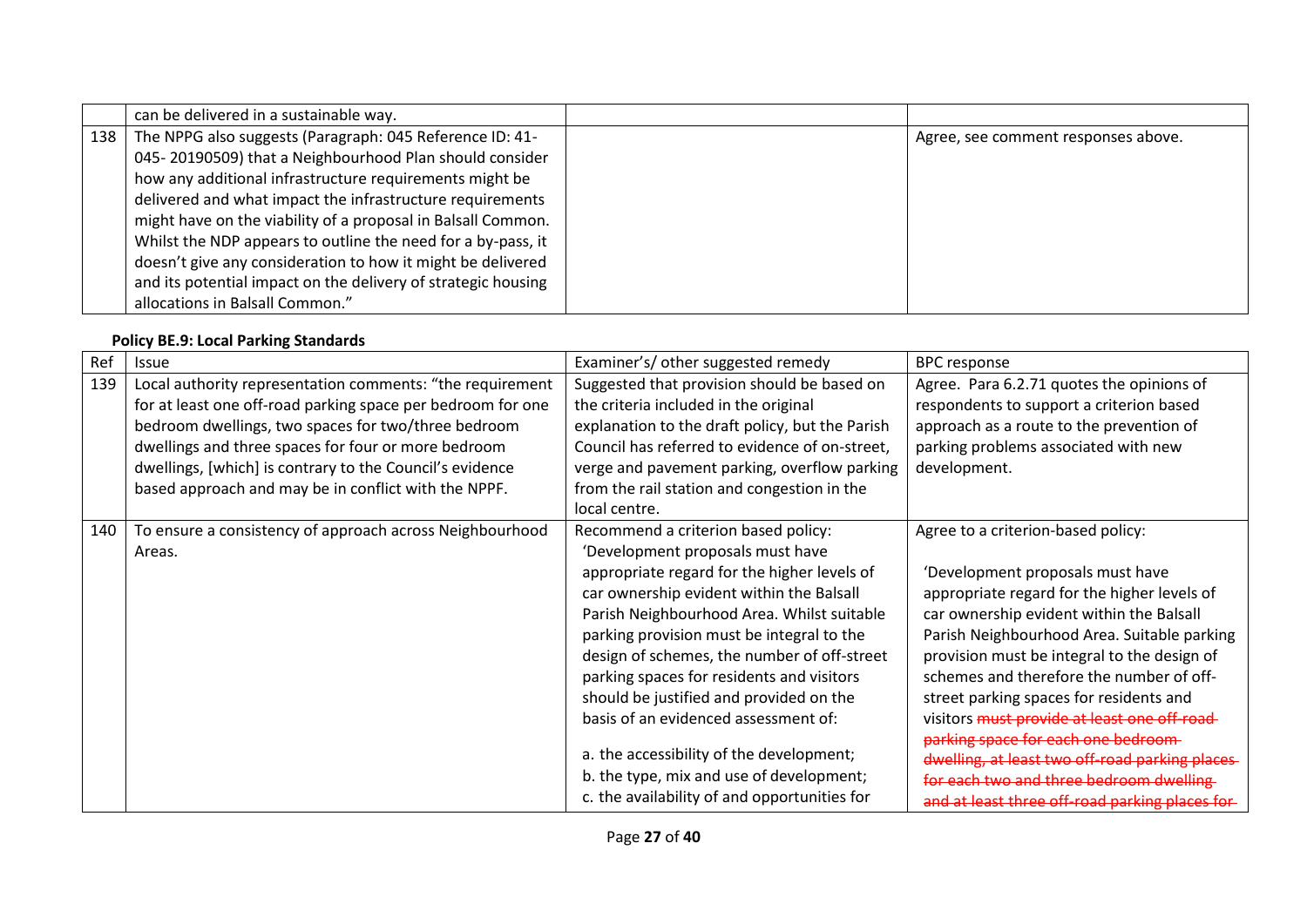| | | | |
|---|---|---|---|
| | can be delivered in a sustainable way. | | |
| 138 | The NPPG also suggests (Paragraph: 045 Reference ID: 41-045- 20190509) that a Neighbourhood Plan should consider how any additional infrastructure requirements might be delivered and what impact the infrastructure requirements might have on the viability of a proposal in Balsall Common. Whilst the NDP appears to outline the need for a by-pass, it doesn't give any consideration to how it might be delivered and its potential impact on the delivery of strategic housing allocations in Balsall Common." | | Agree, see comment responses above. |

**Policy BE.9: Local Parking Standards**

| Ref | Issue | Examiner's/ other suggested remedy | BPC response |
|---|---|---|---|
| 139 | Local authority representation comments: "the requirement for at least one off-road parking space per bedroom for one bedroom dwellings, two spaces for two/three bedroom dwellings and three spaces for four or more bedroom dwellings, [which] is contrary to the Council's evidence based approach and may be in conflict with the NPPF. | Suggested that provision should be based on the criteria included in the original explanation to the draft policy, but the Parish Council has referred to evidence of on-street, verge and pavement parking, overflow parking from the rail station and congestion in the local centre. | Agree. Para 6.2.71 quotes the opinions of respondents to support a criterion based approach as a route to the prevention of parking problems associated with new development. |
| 140 | To ensure a consistency of approach across Neighbourhood Areas. | Recommend a criterion based policy: 'Development proposals must have appropriate regard for the higher levels of car ownership evident within the Balsall Parish Neighbourhood Area. Whilst suitable parking provision must be integral to the design of schemes, the number of off-street parking spaces for residents and visitors should be justified and provided on the basis of an evidenced assessment of:<br><br>a. the accessibility of the development;<br>b. the type, mix and use of development;<br>c. the availability of and opportunities for | Agree to a criterion-based policy:<br><br>'Development proposals must have appropriate regard for the higher levels of car ownership evident within the Balsall Parish Neighbourhood Area. Suitable parking provision must be integral to the design of schemes and therefore the number of off-street parking spaces for residents and visitors ~~must provide at least one off-road parking space for each one bedroom dwelling, at least two off-road parking places for each two and three bedroom dwelling and at least three off-road parking places for~~ |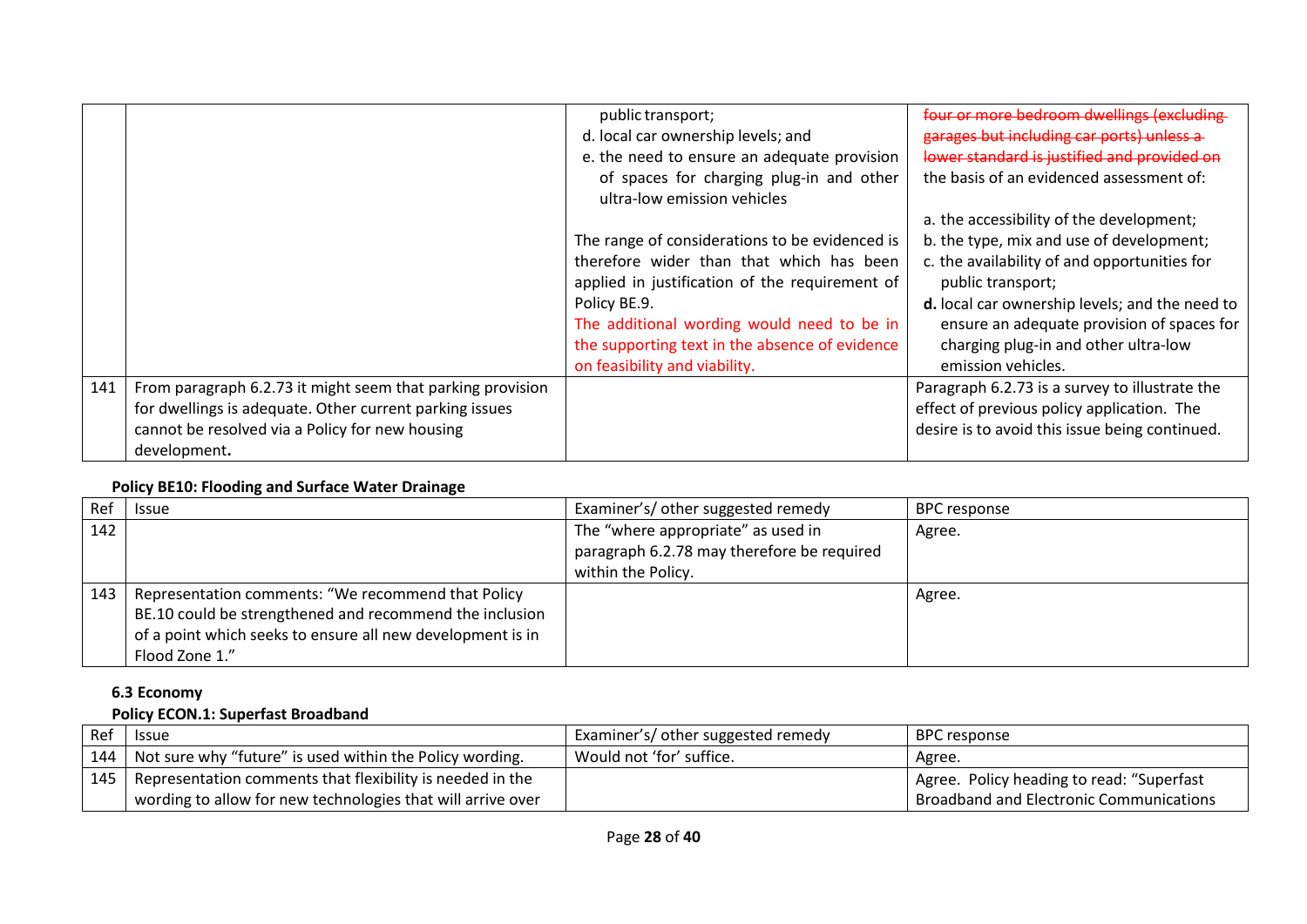| | | | |
|---|---|---|---|
| | | public transport;<br>d. local car ownership levels; and<br>e. the need to ensure an adequate provision of spaces for charging plug-in and other ultra-low emission vehicles<br><br>The range of considerations to be evidenced is therefore wider than that which has been applied in justification of the requirement of Policy BE.9.<br>The additional wording would need to be in the supporting text in the absence of evidence on feasibility and viability. | ~~four or more bedroom dwellings (excluding garages but including car ports) unless a lower standard is justified and provided on~~ the basis of an evidenced assessment of:<br><br>a. the accessibility of the development;<br>b. the type, mix and use of development;<br>c. the availability of and opportunities for public transport;<br>**d.** local car ownership levels; and the need to ensure an adequate provision of spaces for charging plug-in and other ultra-low emission vehicles. |
| 141 | From paragraph 6.2.73 it might seem that parking provision for dwellings is adequate. Other current parking issues cannot be resolved via a Policy for new housing development**.** | | Paragraph 6.2.73 is a survey to illustrate the effect of previous policy application. The desire is to avoid this issue being continued. |

**Policy BE10: Flooding and Surface Water Drainage**

| Ref | Issue | Examiner's/ other suggested remedy | BPC response |
|---|---|---|---|
| 142 | | The "where appropriate" as used in paragraph 6.2.78 may therefore be required within the Policy. | Agree. |
| 143 | Representation comments: "We recommend that Policy BE.10 could be strengthened and recommend the inclusion of a point which seeks to ensure all new development is in Flood Zone 1." | | Agree. |

**6.3 Economy**

**Policy ECON.1: Superfast Broadband**

| Ref | Issue | Examiner's/ other suggested remedy | BPC response |
|---|---|---|---|
| 144 | Not sure why "future" is used within the Policy wording. | Would not 'for' suffice. | Agree. |
| 145 | Representation comments that flexibility is needed in the wording to allow for new technologies that will arrive over | | Agree. Policy heading to read: "Superfast Broadband and Electronic Communications |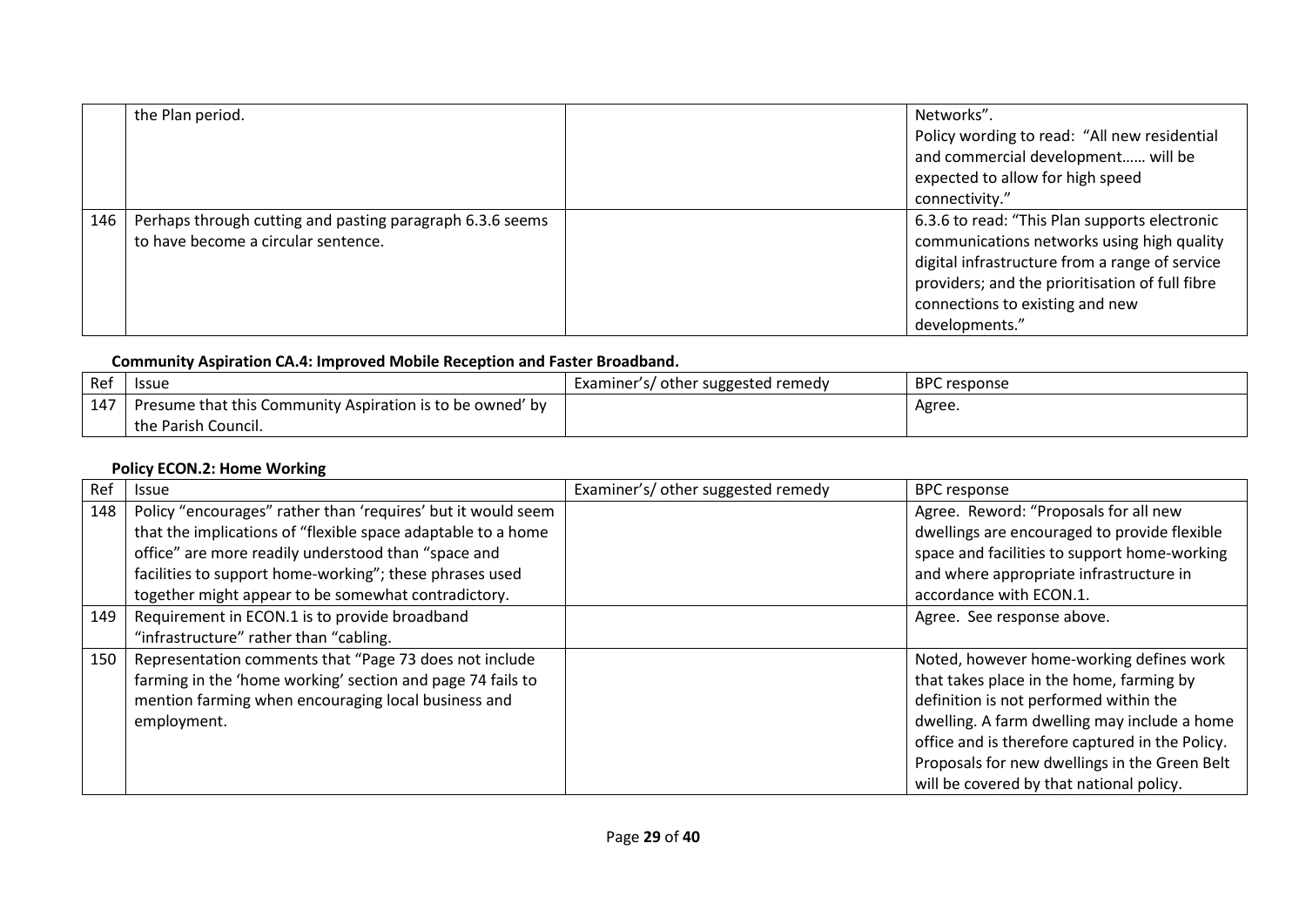| | | | |
|---|---|---|---|
| | the Plan period. | | Networks". Policy wording to read: "All new residential and commercial development…… will be expected to allow for high speed connectivity." |
| 146 | Perhaps through cutting and pasting paragraph 6.3.6 seems to have become a circular sentence. | | 6.3.6 to read: "This Plan supports electronic communications networks using high quality digital infrastructure from a range of service providers; and the prioritisation of full fibre connections to existing and new developments." |

**Community Aspiration CA.4: Improved Mobile Reception and Faster Broadband.**

| Ref | Issue | Examiner's/ other suggested remedy | BPC response |
|---|---|---|---|
| 147 | Presume that this Community Aspiration is to be owned' by the Parish Council. | | Agree. |

**Policy ECON.2: Home Working**

| Ref | Issue | Examiner's/ other suggested remedy | BPC response |
|---|---|---|---|
| 148 | Policy "encourages" rather than 'requires' but it would seem that the implications of "flexible space adaptable to a home office" are more readily understood than "space and facilities to support home-working"; these phrases used together might appear to be somewhat contradictory. | | Agree. Reword: "Proposals for all new dwellings are encouraged to provide flexible space and facilities to support home-working and where appropriate infrastructure in accordance with ECON.1. |
| 149 | Requirement in ECON.1 is to provide broadband "infrastructure" rather than "cabling. | | Agree. See response above. |
| 150 | Representation comments that "Page 73 does not include farming in the 'home working' section and page 74 fails to mention farming when encouraging local business and employment. | | Noted, however home-working defines work that takes place in the home, farming by definition is not performed within the dwelling. A farm dwelling may include a home office and is therefore captured in the Policy. Proposals for new dwellings in the Green Belt will be covered by that national policy. |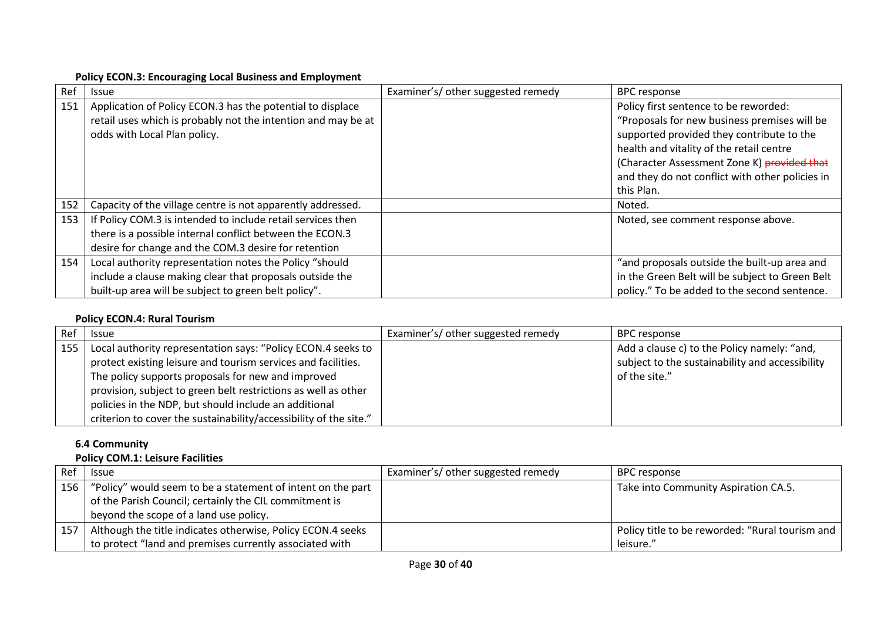**Policy ECON.3: Encouraging Local Business and Employment**

| Ref | Issue | Examiner's/ other suggested remedy | BPC response |
|---|---|---|---|
| 151 | Application of Policy ECON.3 has the potential to displace retail uses which is probably not the intention and may be at odds with Local Plan policy. | | Policy first sentence to be reworded: "Proposals for new business premises will be supported provided they contribute to the health and vitality of the retail centre (Character Assessment Zone K) ~~provided that~~ and they do not conflict with other policies in this Plan. |
| 152 | Capacity of the village centre is not apparently addressed. | | Noted. |
| 153 | If Policy COM.3 is intended to include retail services then there is a possible internal conflict between the ECON.3 desire for change and the COM.3 desire for retention | | Noted, see comment response above. |
| 154 | Local authority representation notes the Policy "should include a clause making clear that proposals outside the built-up area will be subject to green belt policy". | | "and proposals outside the built-up area and in the Green Belt will be subject to Green Belt policy." To be added to the second sentence. |

**Policy ECON.4: Rural Tourism**

| Ref | Issue | Examiner's/ other suggested remedy | BPC response |
|---|---|---|---|
| 155 | Local authority representation says: "Policy ECON.4 seeks to protect existing leisure and tourism services and facilities. The policy supports proposals for new and improved provision, subject to green belt restrictions as well as other policies in the NDP, but should include an additional criterion to cover the sustainability/accessibility of the site." | | Add a clause c) to the Policy namely: "and, subject to the sustainability and accessibility of the site." |

**6.4 Community**

**Policy COM.1: Leisure Facilities**

| Ref | Issue | Examiner's/ other suggested remedy | BPC response |
|---|---|---|---|
| 156 | "Policy" would seem to be a statement of intent on the part of the Parish Council; certainly the CIL commitment is beyond the scope of a land use policy. | | Take into Community Aspiration CA.5. |
| 157 | Although the title indicates otherwise, Policy ECON.4 seeks to protect "land and premises currently associated with | | Policy title to be reworded: "Rural tourism and leisure." |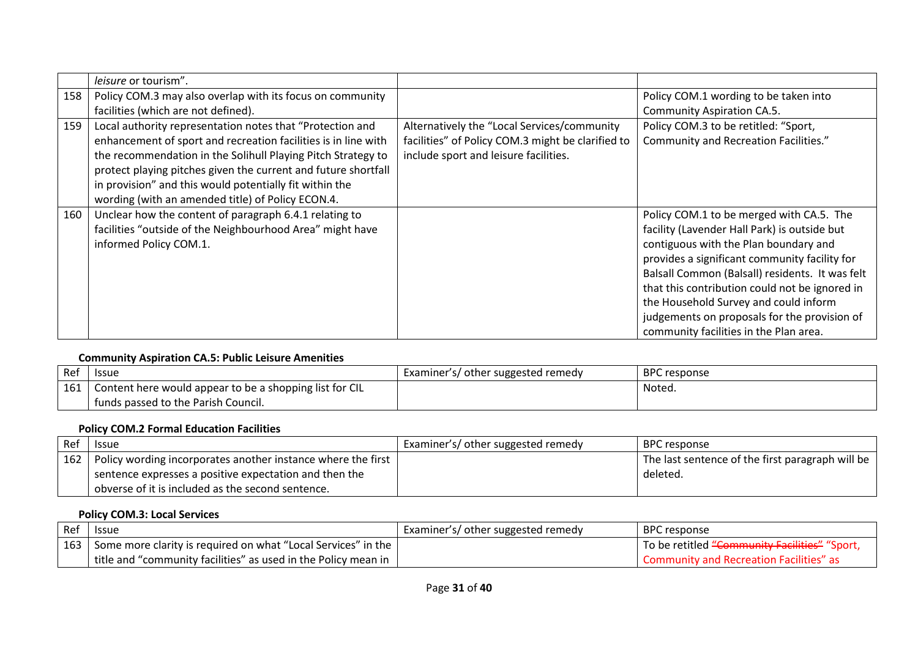|  |  |  |  |
|---|---|---|---|
|  | *leisure* or tourism". |  |  |
| 158 | Policy COM.3 may also overlap with its focus on community facilities (which are not defined). |  | Policy COM.1 wording to be taken into Community Aspiration CA.5. |
| 159 | Local authority representation notes that "Protection and enhancement of sport and recreation facilities is in line with the recommendation in the Solihull Playing Pitch Strategy to protect playing pitches given the current and future shortfall in provision" and this would potentially fit within the wording (with an amended title) of Policy ECON.4. | Alternatively the "Local Services/community facilities" of Policy COM.3 might be clarified to include sport and leisure facilities. | Policy COM.3 to be retitled: "Sport, Community and Recreation Facilities." |
| 160 | Unclear how the content of paragraph 6.4.1 relating to facilities "outside of the Neighbourhood Area" might have informed Policy COM.1. |  | Policy COM.1 to be merged with CA.5. The facility (Lavender Hall Park) is outside but contiguous with the Plan boundary and provides a significant community facility for Balsall Common (Balsall) residents. It was felt that this contribution could not be ignored in the Household Survey and could inform judgements on proposals for the provision of community facilities in the Plan area. |

**Community Aspiration CA.5: Public Leisure Amenities**

| Ref | Issue | Examiner's/ other suggested remedy | BPC response |
|---|---|---|---|
| 161 | Content here would appear to be a shopping list for CIL funds passed to the Parish Council. |  | Noted. |

**Policy COM.2 Formal Education Facilities**

| Ref | Issue | Examiner's/ other suggested remedy | BPC response |
|---|---|---|---|
| 162 | Policy wording incorporates another instance where the first sentence expresses a positive expectation and then the obverse of it is included as the second sentence. |  | The last sentence of the first paragraph will be deleted. |

**Policy COM.3: Local Services**

| Ref | Issue | Examiner's/ other suggested remedy | BPC response |
|---|---|---|---|
| 163 | Some more clarity is required on what "Local Services" in the title and "community facilities" as used in the Policy mean in |  | To be retitled ~~"Community Facilities"~~ "Sport, Community and Recreation Facilities" as |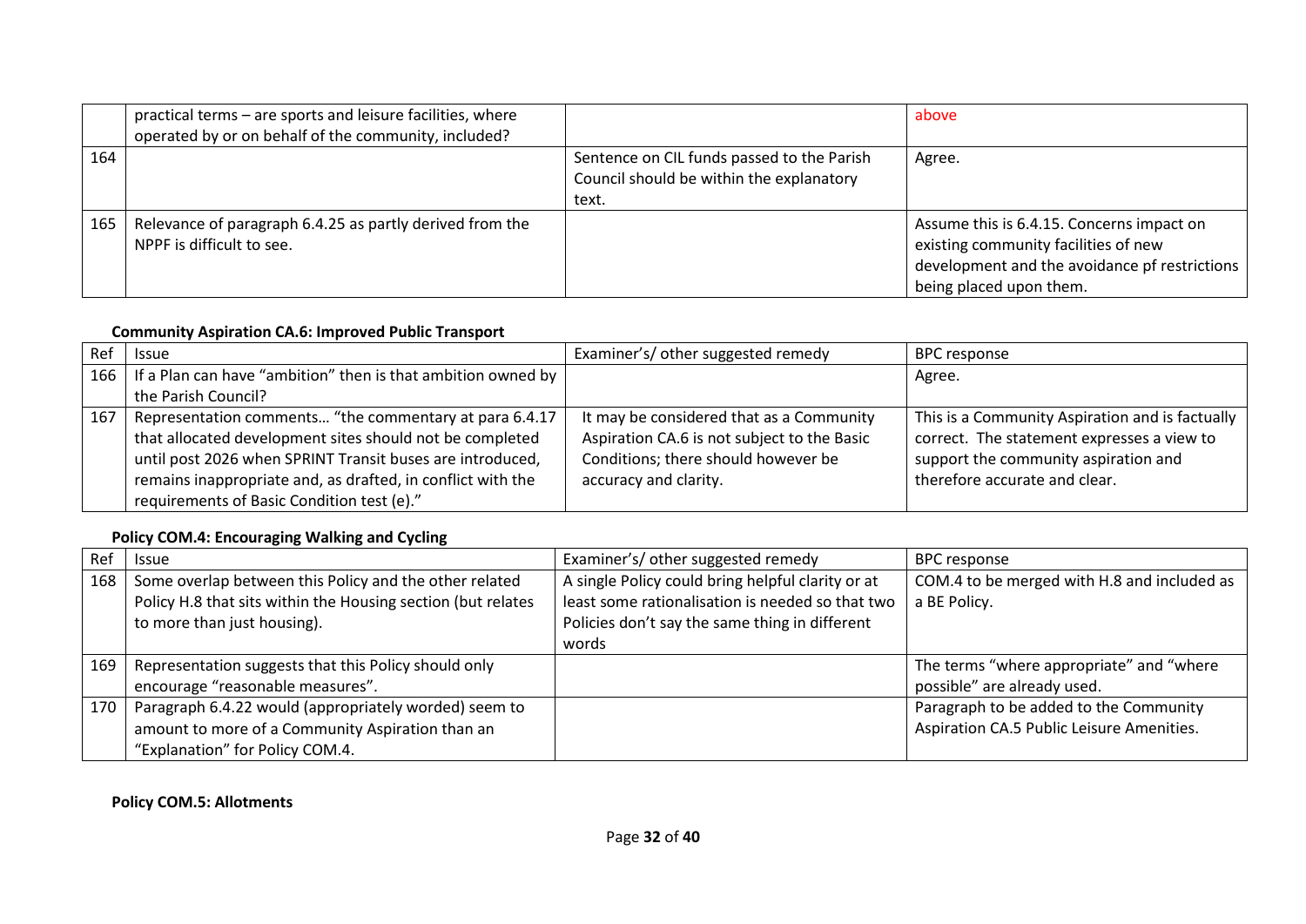| | | | |
|---|---|---|---|
| | practical terms – are sports and leisure facilities, where operated by or on behalf of the community, included? | | above |
| 164 | | Sentence on CIL funds passed to the Parish Council should be within the explanatory text. | Agree. |
| 165 | Relevance of paragraph 6.4.25 as partly derived from the NPPF is difficult to see. | | Assume this is 6.4.15. Concerns impact on existing community facilities of new development and the avoidance pf restrictions being placed upon them. |

**Community Aspiration CA.6: Improved Public Transport**

| Ref | Issue | Examiner's/ other suggested remedy | BPC response |
|---|---|---|---|
| 166 | If a Plan can have "ambition" then is that ambition owned by the Parish Council? | | Agree. |
| 167 | Representation comments… "the commentary at para 6.4.17 that allocated development sites should not be completed until post 2026 when SPRINT Transit buses are introduced, remains inappropriate and, as drafted, in conflict with the requirements of Basic Condition test (e)." | It may be considered that as a Community Aspiration CA.6 is not subject to the Basic Conditions; there should however be accuracy and clarity. | This is a Community Aspiration and is factually correct. The statement expresses a view to support the community aspiration and therefore accurate and clear. |

**Policy COM.4: Encouraging Walking and Cycling**

| Ref | Issue | Examiner's/ other suggested remedy | BPC response |
|---|---|---|---|
| 168 | Some overlap between this Policy and the other related Policy H.8 that sits within the Housing section (but relates to more than just housing). | A single Policy could bring helpful clarity or at least some rationalisation is needed so that two Policies don't say the same thing in different words | COM.4 to be merged with H.8 and included as a BE Policy. |
| 169 | Representation suggests that this Policy should only encourage "reasonable measures". | | The terms "where appropriate" and "where possible" are already used. |
| 170 | Paragraph 6.4.22 would (appropriately worded) seem to amount to more of a Community Aspiration than an "Explanation" for Policy COM.4. | | Paragraph to be added to the Community Aspiration CA.5 Public Leisure Amenities. |

**Policy COM.5: Allotments**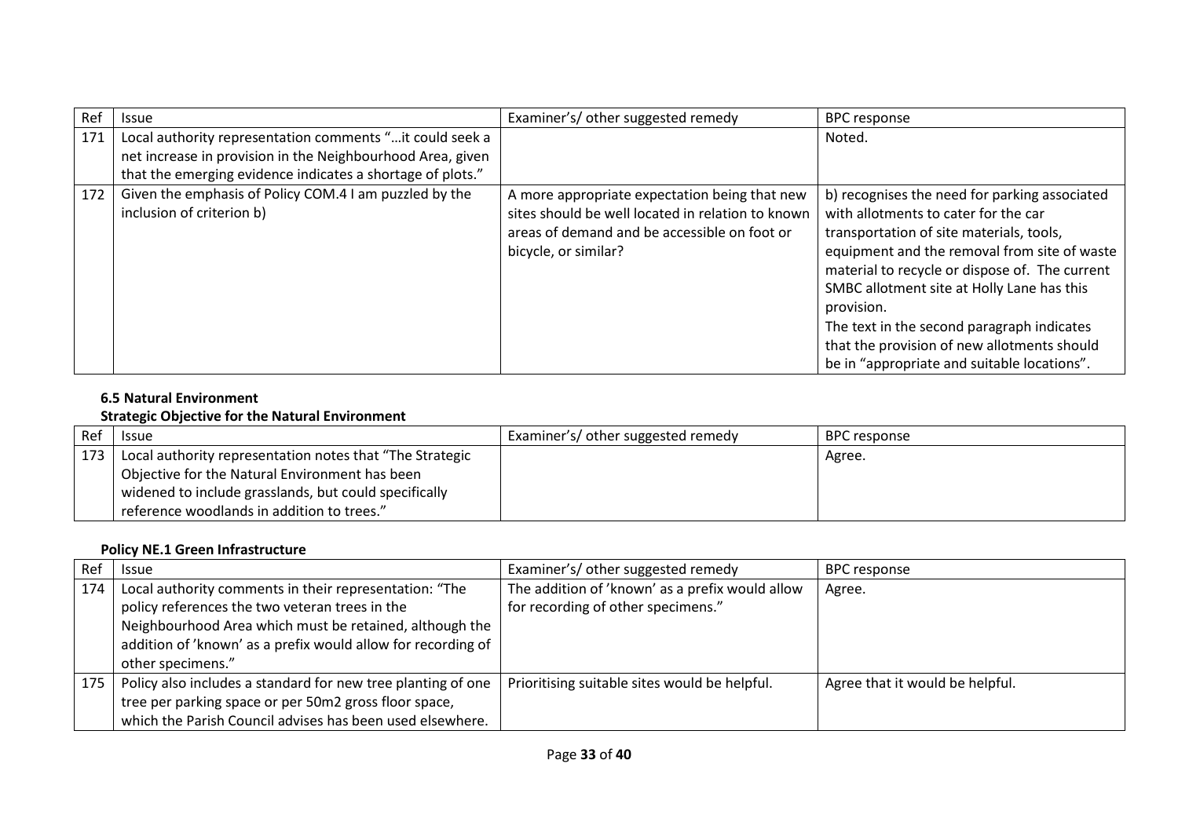| Ref | Issue | Examiner's/ other suggested remedy | BPC response |
|---|---|---|---|
| 171 | Local authority representation comments "…it could seek a net increase in provision in the Neighbourhood Area, given that the emerging evidence indicates a shortage of plots." | | Noted. |
| 172 | Given the emphasis of Policy COM.4 I am puzzled by the inclusion of criterion b) | A more appropriate expectation being that new sites should be well located in relation to known areas of demand and be accessible on foot or bicycle, or similar? | b) recognises the need for parking associated with allotments to cater for the car transportation of site materials, tools, equipment and the removal from site of waste material to recycle or dispose of. The current SMBC allotment site at Holly Lane has this provision.<br>The text in the second paragraph indicates that the provision of new allotments should be in "appropriate and suitable locations". |

### 6.5 Natural Environment

#### Strategic Objective for the Natural Environment

| Ref | Issue | Examiner's/ other suggested remedy | BPC response |
|---|---|---|---|
| 173 | Local authority representation notes that "The Strategic Objective for the Natural Environment has been widened to include grasslands, but could specifically reference woodlands in addition to trees." | | Agree. |

#### Policy NE.1 Green Infrastructure

| Ref | Issue | Examiner's/ other suggested remedy | BPC response |
|---|---|---|---|
| 174 | Local authority comments in their representation: "The policy references the two veteran trees in the Neighbourhood Area which must be retained, although the addition of 'known' as a prefix would allow for recording of other specimens." | The addition of 'known' as a prefix would allow for recording of other specimens." | Agree. |
| 175 | Policy also includes a standard for new tree planting of one tree per parking space or per 50m2 gross floor space, which the Parish Council advises has been used elsewhere. | Prioritising suitable sites would be helpful. | Agree that it would be helpful. |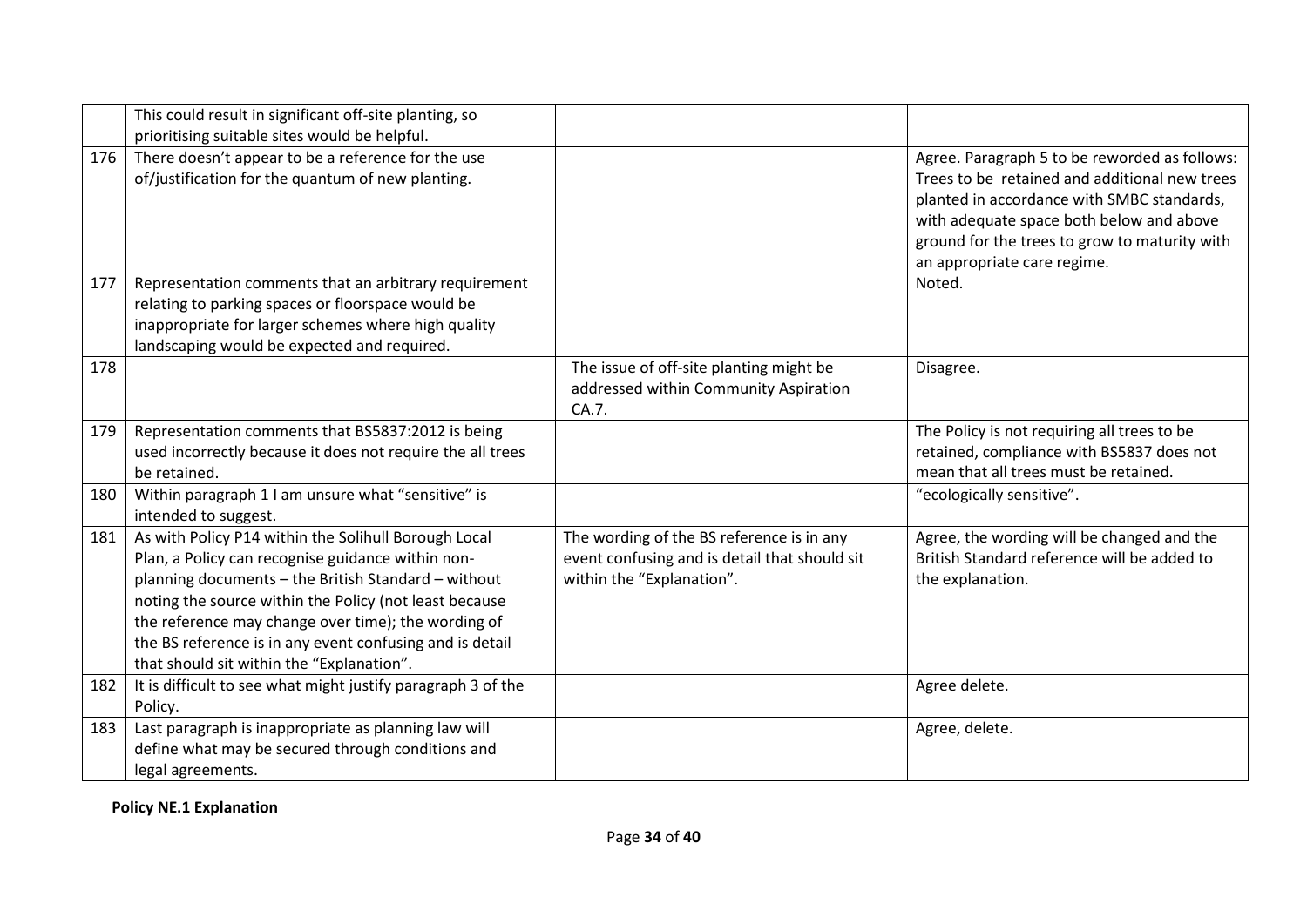| | | | |
|---|---|---|---|
| | This could result in significant off-site planting, so prioritising suitable sites would be helpful. | | |
| 176 | There doesn't appear to be a reference for the use of/justification for the quantum of new planting. | | Agree. Paragraph 5 to be reworded as follows: Trees to be retained and additional new trees planted in accordance with SMBC standards, with adequate space both below and above ground for the trees to grow to maturity with an appropriate care regime. |
| 177 | Representation comments that an arbitrary requirement relating to parking spaces or floorspace would be inappropriate for larger schemes where high quality landscaping would be expected and required. | | Noted. |
| 178 | | The issue of off-site planting might be addressed within Community Aspiration CA.7. | Disagree. |
| 179 | Representation comments that BS5837:2012 is being used incorrectly because it does not require the all trees be retained. | | The Policy is not requiring all trees to be retained, compliance with BS5837 does not mean that all trees must be retained. |
| 180 | Within paragraph 1 I am unsure what "sensitive" is intended to suggest. | | "ecologically sensitive". |
| 181 | As with Policy P14 within the Solihull Borough Local Plan, a Policy can recognise guidance within non-planning documents – the British Standard – without noting the source within the Policy (not least because the reference may change over time); the wording of the BS reference is in any event confusing and is detail that should sit within the "Explanation". | The wording of the BS reference is in any event confusing and is detail that should sit within the "Explanation". | Agree, the wording will be changed and the British Standard reference will be added to the explanation. |
| 182 | It is difficult to see what might justify paragraph 3 of the Policy. | | Agree delete. |
| 183 | Last paragraph is inappropriate as planning law will define what may be secured through conditions and legal agreements. | | Agree, delete. |

**Policy NE.1 Explanation**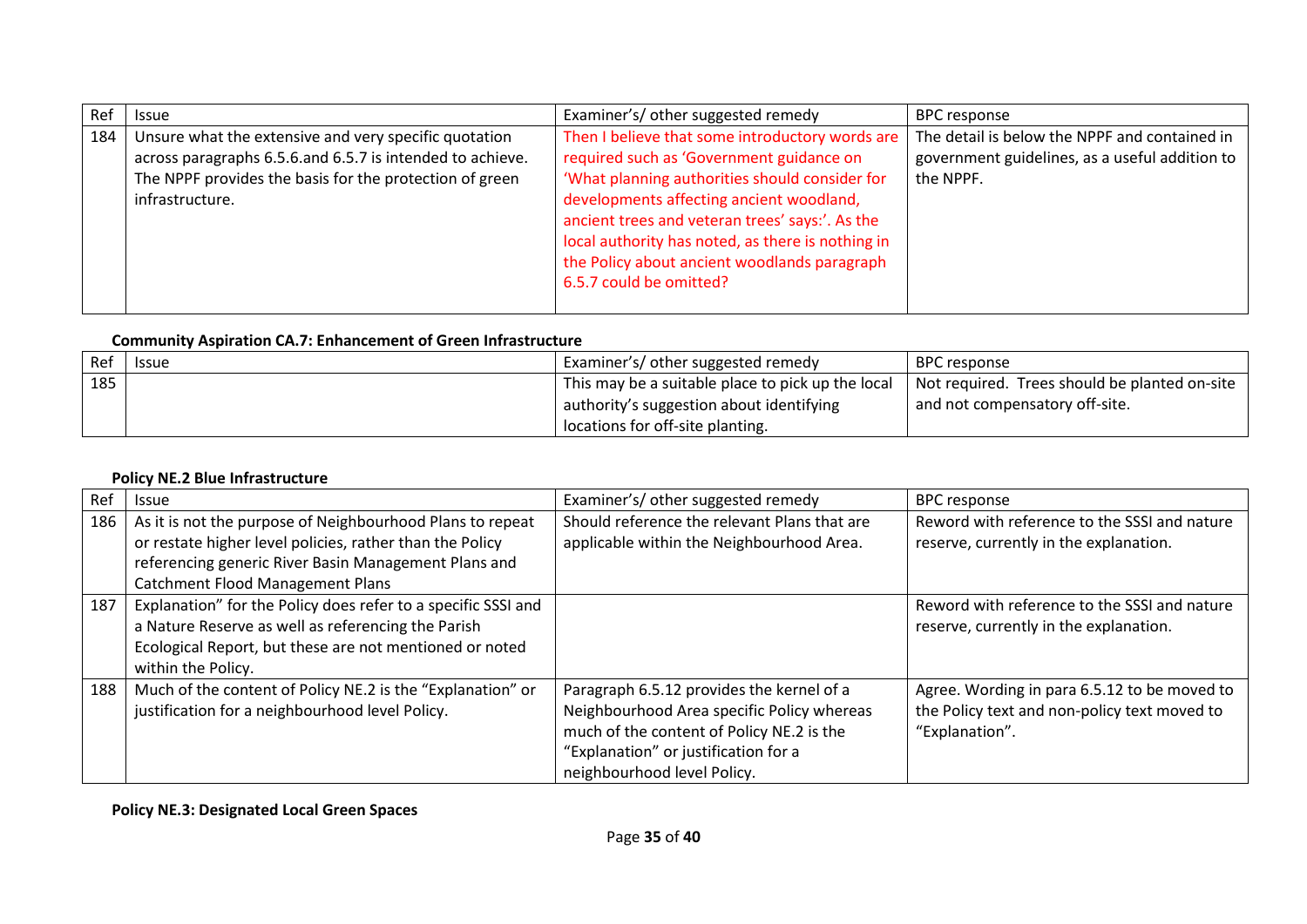| Ref | Issue | Examiner's/ other suggested remedy | BPC response |
|---|---|---|---|
| 184 | Unsure what the extensive and very specific quotation across paragraphs 6.5.6.and 6.5.7 is intended to achieve. The NPPF provides the basis for the protection of green infrastructure. | Then I believe that some introductory words are required such as 'Government guidance on 'What planning authorities should consider for developments affecting ancient woodland, ancient trees and veteran trees' says:'. As the local authority has noted, as there is nothing in the Policy about ancient woodlands paragraph 6.5.7 could be omitted? | The detail is below the NPPF and contained in government guidelines, as a useful addition to the NPPF. |

**Community Aspiration CA.7: Enhancement of Green Infrastructure**

| Ref | Issue | Examiner's/ other suggested remedy | BPC response |
|---|---|---|---|
| 185 | | This may be a suitable place to pick up the local authority's suggestion about identifying locations for off-site planting. | Not required. Trees should be planted on-site and not compensatory off-site. |

**Policy NE.2 Blue Infrastructure**

| Ref | Issue | Examiner's/ other suggested remedy | BPC response |
|---|---|---|---|
| 186 | As it is not the purpose of Neighbourhood Plans to repeat or restate higher level policies, rather than the Policy referencing generic River Basin Management Plans and Catchment Flood Management Plans | Should reference the relevant Plans that are applicable within the Neighbourhood Area. | Reword with reference to the SSSI and nature reserve, currently in the explanation. |
| 187 | Explanation" for the Policy does refer to a specific SSSI and a Nature Reserve as well as referencing the Parish Ecological Report, but these are not mentioned or noted within the Policy. | | Reword with reference to the SSSI and nature reserve, currently in the explanation. |
| 188 | Much of the content of Policy NE.2 is the "Explanation" or justification for a neighbourhood level Policy. | Paragraph 6.5.12 provides the kernel of a Neighbourhood Area specific Policy whereas much of the content of Policy NE.2 is the "Explanation" or justification for a neighbourhood level Policy. | Agree. Wording in para 6.5.12 to be moved to the Policy text and non-policy text moved to "Explanation". |

**Policy NE.3: Designated Local Green Spaces**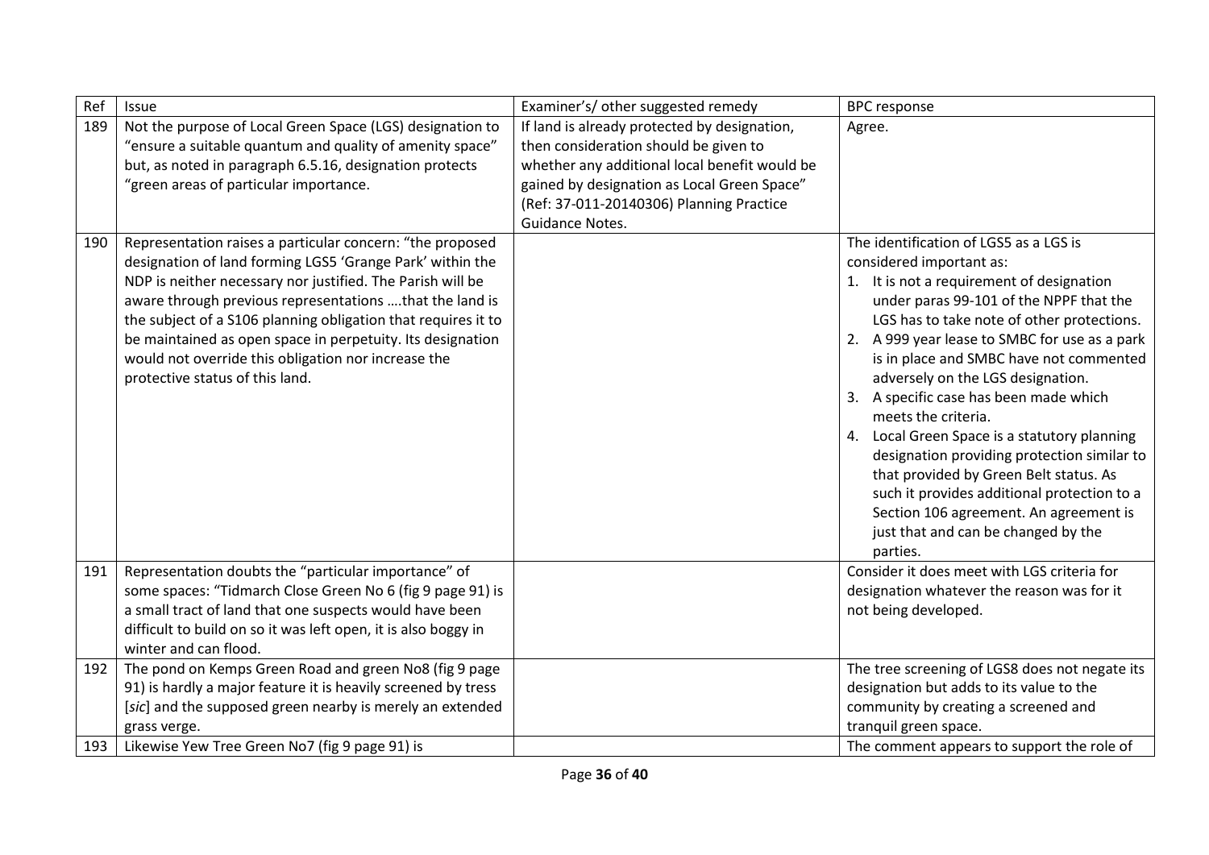| Ref | Issue | Examiner's/ other suggested remedy | BPC response |
|---|---|---|---|
| 189 | Not the purpose of Local Green Space (LGS) designation to "ensure a suitable quantum and quality of amenity space" but, as noted in paragraph 6.5.16, designation protects "green areas of particular importance. | If land is already protected by designation, then consideration should be given to whether any additional local benefit would be gained by designation as Local Green Space" (Ref: 37-011-20140306) Planning Practice Guidance Notes. | Agree. |
| 190 | Representation raises a particular concern: "the proposed designation of land forming LGS5 'Grange Park' within the NDP is neither necessary nor justified. The Parish will be aware through previous representations ….that the land is the subject of a S106 planning obligation that requires it to be maintained as open space in perpetuity. Its designation would not override this obligation nor increase the protective status of this land. | | The identification of LGS5 as a LGS is considered important as:<br>1. It is not a requirement of designation under paras 99-101 of the NPPF that the LGS has to take note of other protections.<br>2. A 999 year lease to SMBC for use as a park is in place and SMBC have not commented adversely on the LGS designation.<br>3. A specific case has been made which meets the criteria.<br>4. Local Green Space is a statutory planning designation providing protection similar to that provided by Green Belt status. As such it provides additional protection to a Section 106 agreement. An agreement is just that and can be changed by the parties. |
| 191 | Representation doubts the "particular importance" of some spaces: "Tidmarch Close Green No 6 (fig 9 page 91) is a small tract of land that one suspects would have been difficult to build on so it was left open, it is also boggy in winter and can flood. | | Consider it does meet with LGS criteria for designation whatever the reason was for it not being developed. |
| 192 | The pond on Kemps Green Road and green No8 (fig 9 page 91) is hardly a major feature it is heavily screened by tress [*sic*] and the supposed green nearby is merely an extended grass verge. | | The tree screening of LGS8 does not negate its designation but adds to its value to the community by creating a screened and tranquil green space. |
| 193 | Likewise Yew Tree Green No7 (fig 9 page 91) is | | The comment appears to support the role of |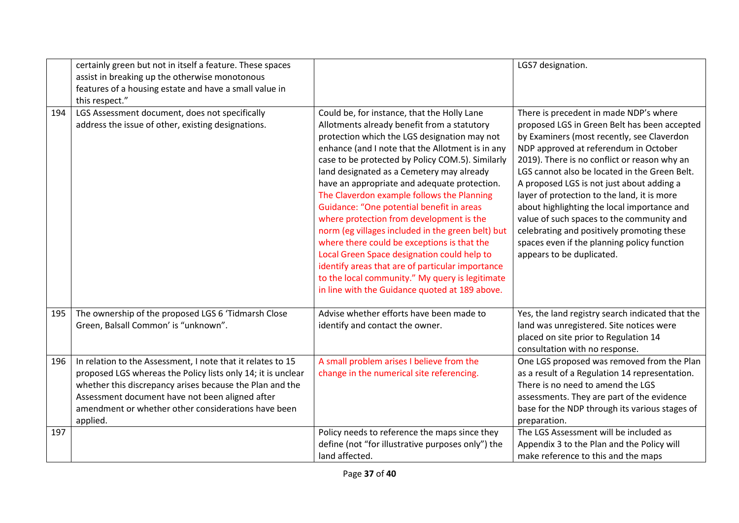| | | | |
|---|---|---|---|
| | certainly green but not in itself a feature. These spaces assist in breaking up the otherwise monotonous features of a housing estate and have a small value in this respect." | | LGS7 designation. |
| 194 | LGS Assessment document, does not specifically address the issue of other, existing designations. | Could be, for instance, that the Holly Lane Allotments already benefit from a statutory protection which the LGS designation may not enhance (and I note that the Allotment is in any case to be protected by Policy COM.5). Similarly land designated as a Cemetery may already have an appropriate and adequate protection. The Claverdon example follows the Planning Guidance: "One potential benefit in areas where protection from development is the norm (eg villages included in the green belt) but where there could be exceptions is that the Local Green Space designation could help to identify areas that are of particular importance to the local community." My query is legitimate in line with the Guidance quoted at 189 above. | There is precedent in made NDP's where proposed LGS in Green Belt has been accepted by Examiners (most recently, see Claverdon NDP approved at referendum in October 2019). There is no conflict or reason why an LGS cannot also be located in the Green Belt. A proposed LGS is not just about adding a layer of protection to the land, it is more about highlighting the local importance and value of such spaces to the community and celebrating and positively promoting these spaces even if the planning policy function appears to be duplicated. |
| 195 | The ownership of the proposed LGS 6 'Tidmarsh Close Green, Balsall Common' is "unknown". | Advise whether efforts have been made to identify and contact the owner. | Yes, the land registry search indicated that the land was unregistered. Site notices were placed on site prior to Regulation 14 consultation with no response. |
| 196 | In relation to the Assessment, I note that it relates to 15 proposed LGS whereas the Policy lists only 14; it is unclear whether this discrepancy arises because the Plan and the Assessment document have not been aligned after amendment or whether other considerations have been applied. | A small problem arises I believe from the change in the numerical site referencing. | One LGS proposed was removed from the Plan as a result of a Regulation 14 representation. There is no need to amend the LGS assessments. They are part of the evidence base for the NDP through its various stages of preparation. |
| 197 | | Policy needs to reference the maps since they define (not "for illustrative purposes only") the land affected. | The LGS Assessment will be included as Appendix 3 to the Plan and the Policy will make reference to this and the maps |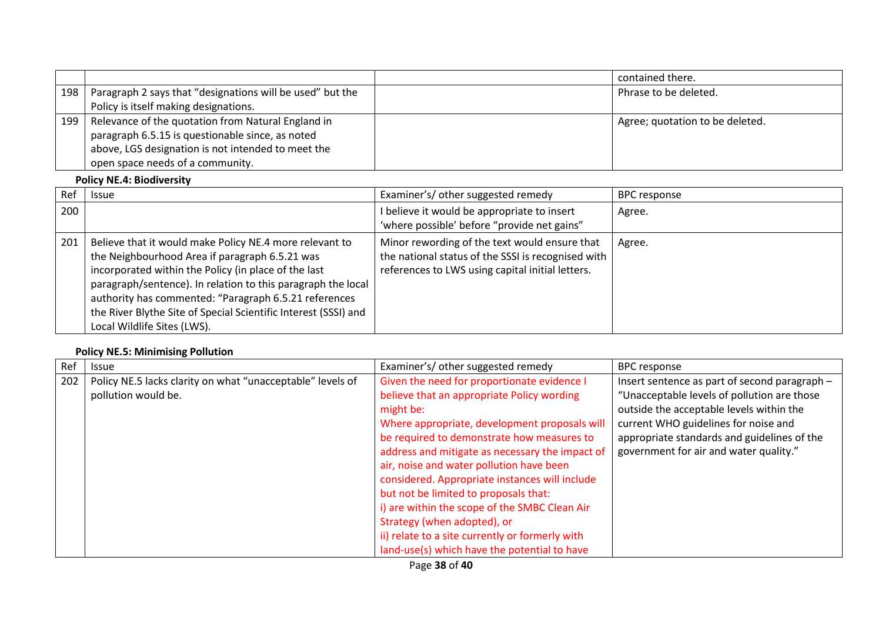| | | | contained there. |
|---|---|---|---|
| 198 | Paragraph 2 says that "designations will be used" but the Policy is itself making designations. | | Phrase to be deleted. |
| 199 | Relevance of the quotation from Natural England in paragraph 6.5.15 is questionable since, as noted above, LGS designation is not intended to meet the open space needs of a community. | | Agree; quotation to be deleted. |

**Policy NE.4: Biodiversity**

| Ref | Issue | Examiner's/ other suggested remedy | BPC response |
|---|---|---|---|
| 200 | | I believe it would be appropriate to insert 'where possible' before "provide net gains" | Agree. |
| 201 | Believe that it would make Policy NE.4 more relevant to the Neighbourhood Area if paragraph 6.5.21 was incorporated within the Policy (in place of the last paragraph/sentence). In relation to this paragraph the local authority has commented: "Paragraph 6.5.21 references the River Blythe Site of Special Scientific Interest (SSSI) and Local Wildlife Sites (LWS). | Minor rewording of the text would ensure that the national status of the SSSI is recognised with references to LWS using capital initial letters. | Agree. |

**Policy NE.5: Minimising Pollution**

| Ref | Issue | Examiner's/ other suggested remedy | BPC response |
|---|---|---|---|
| 202 | Policy NE.5 lacks clarity on what "unacceptable" levels of pollution would be. | Given the need for proportionate evidence I believe that an appropriate Policy wording might be:<br>Where appropriate, development proposals will be required to demonstrate how measures to address and mitigate as necessary the impact of air, noise and water pollution have been considered. Appropriate instances will include but not be limited to proposals that:<br>i) are within the scope of the SMBC Clean Air Strategy (when adopted), or<br>ii) relate to a site currently or formerly with land-use(s) which have the potential to have | Insert sentence as part of second paragraph – "Unacceptable levels of pollution are those outside the acceptable levels within the current WHO guidelines for noise and appropriate standards and guidelines of the government for air and water quality." |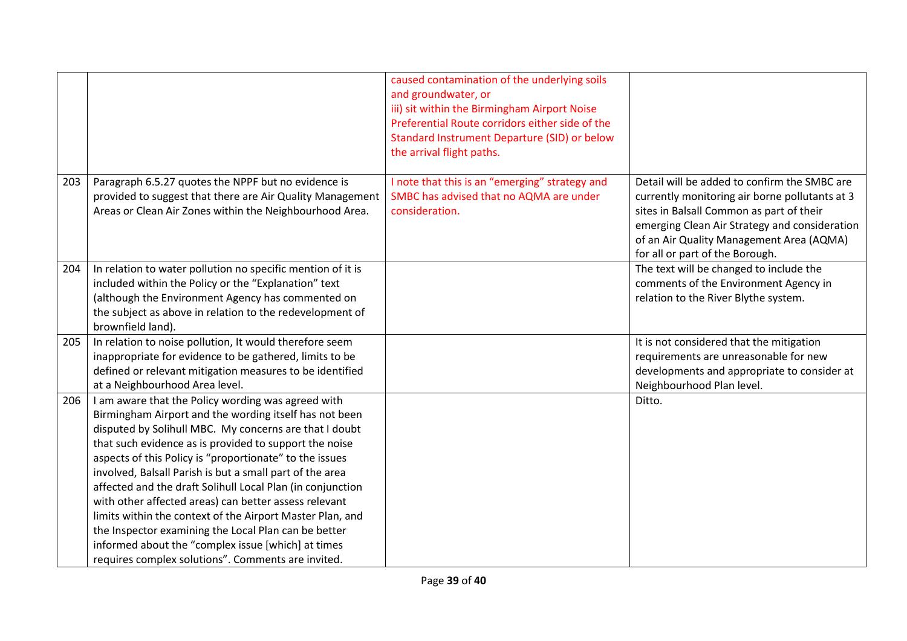| | | | |
|---|---|---|---|
| | | caused contamination of the underlying soils and groundwater, or<br>iii) sit within the Birmingham Airport Noise Preferential Route corridors either side of the Standard Instrument Departure (SID) or below the arrival flight paths. | |
| 203 | Paragraph 6.5.27 quotes the NPPF but no evidence is provided to suggest that there are Air Quality Management Areas or Clean Air Zones within the Neighbourhood Area. | I note that this is an "emerging" strategy and SMBC has advised that no AQMA are under consideration. | Detail will be added to confirm the SMBC are currently monitoring air borne pollutants at 3 sites in Balsall Common as part of their emerging Clean Air Strategy and consideration of an Air Quality Management Area (AQMA) for all or part of the Borough. |
| 204 | In relation to water pollution no specific mention of it is included within the Policy or the "Explanation" text (although the Environment Agency has commented on the subject as above in relation to the redevelopment of brownfield land). | | The text will be changed to include the comments of the Environment Agency in relation to the River Blythe system. |
| 205 | In relation to noise pollution, It would therefore seem inappropriate for evidence to be gathered, limits to be defined or relevant mitigation measures to be identified at a Neighbourhood Area level. | | It is not considered that the mitigation requirements are unreasonable for new developments and appropriate to consider at Neighbourhood Plan level. |
| 206 | I am aware that the Policy wording was agreed with Birmingham Airport and the wording itself has not been disputed by Solihull MBC. My concerns are that I doubt that such evidence as is provided to support the noise aspects of this Policy is "proportionate" to the issues involved, Balsall Parish is but a small part of the area affected and the draft Solihull Local Plan (in conjunction with other affected areas) can better assess relevant limits within the context of the Airport Master Plan, and the Inspector examining the Local Plan can be better informed about the "complex issue [which] at times requires complex solutions". Comments are invited. | | Ditto. |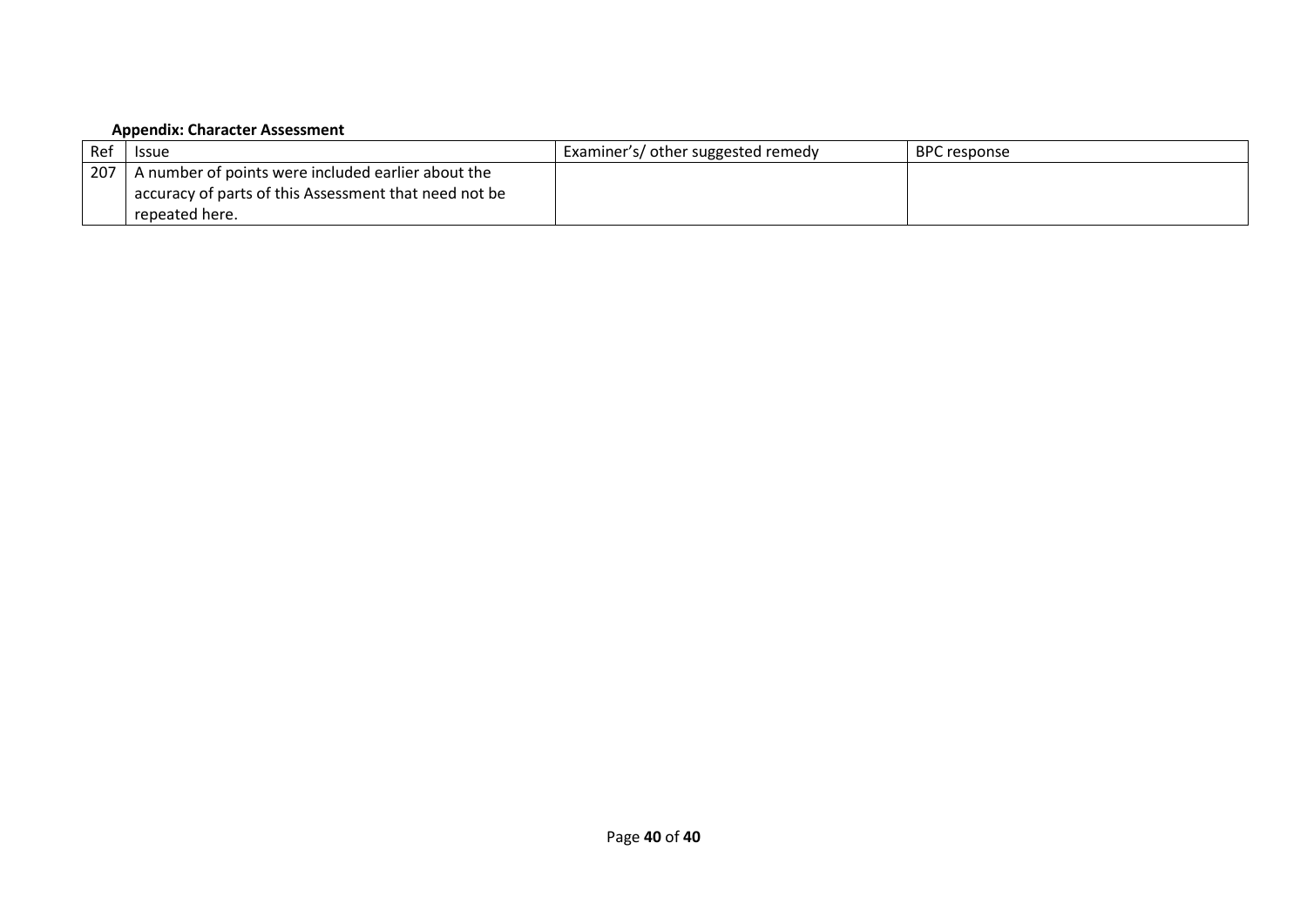**Appendix: Character Assessment**

| Ref | Issue | Examiner's/ other suggested remedy | BPC response |
|---|---|---|---|
| 207 | A number of points were included earlier about the accuracy of parts of this Assessment that need not be repeated here. | | |